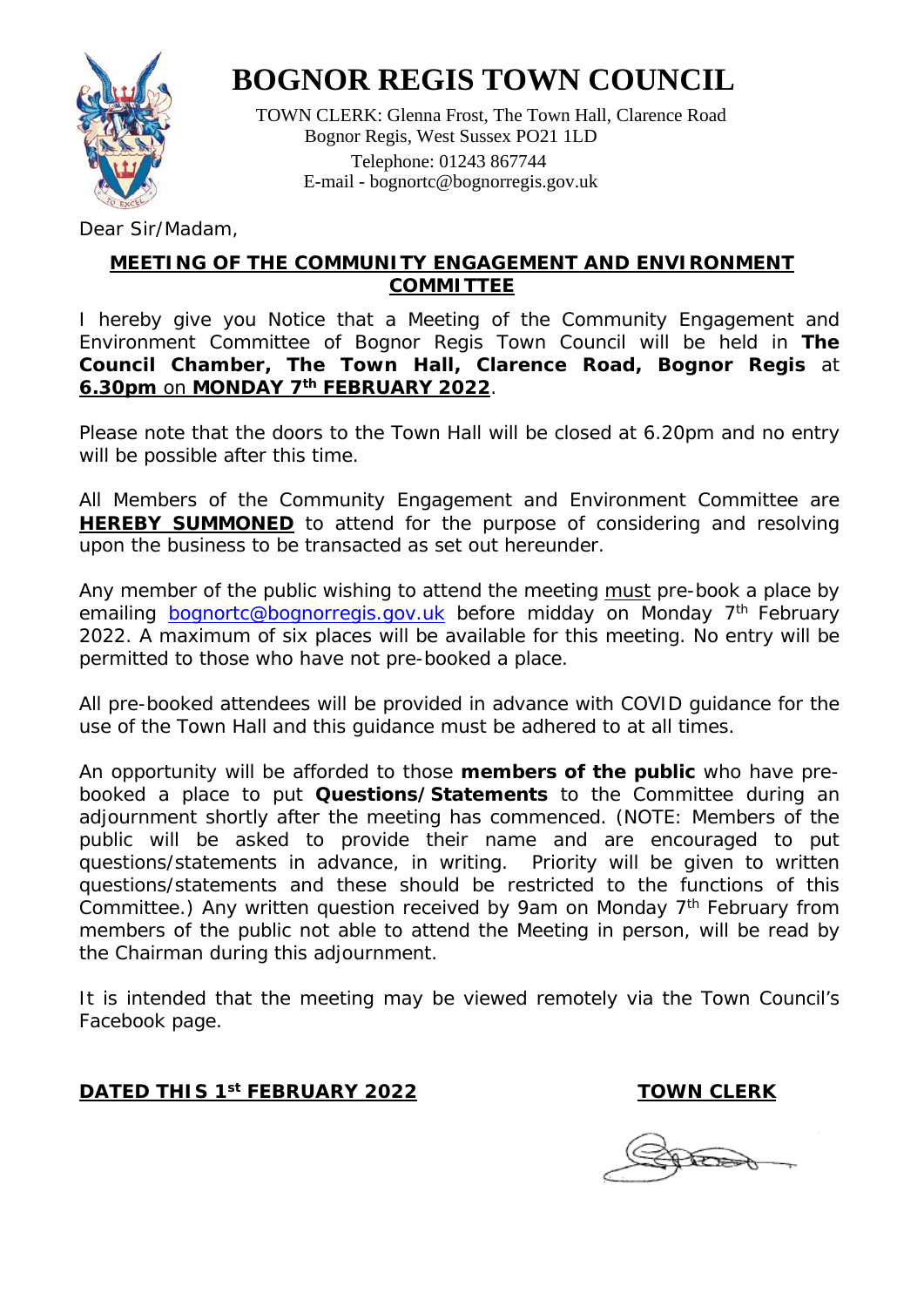# BOGNOR REGIS TOWN COUNCIL

TOWN CLERK: Glenna Frost, The Town Hall, Clarence Road
Bognor Regis, West Sussex PO21 1LD
Telephone: 01243 867744
E-mail - bognortc@bognorregis.gov.uk

Dear Sir/Madam,

## MEETING OF THE COMMUNITY ENGAGEMENT AND ENVIRONMENT COMMITTEE

I hereby give you Notice that a Meeting of the Community Engagement and Environment Committee of Bognor Regis Town Council will be held in **The Council Chamber, The Town Hall, Clarence Road, Bognor Regis** at **6.30pm** on **MONDAY 7th FEBRUARY 2022**.

Please note that the doors to the Town Hall will be closed at 6.20pm and no entry will be possible after this time.

All Members of the Community Engagement and Environment Committee are **HEREBY SUMMONED** to attend for the purpose of considering and resolving upon the business to be transacted as set out hereunder.

Any member of the public wishing to attend the meeting must pre-book a place by emailing bognortc@bognorregis.gov.uk before midday on Monday 7th February 2022. A maximum of six places will be available for this meeting. No entry will be permitted to those who have not pre-booked a place.

All pre-booked attendees will be provided in advance with COVID guidance for the use of the Town Hall and this guidance must be adhered to at all times.

An opportunity will be afforded to those **members of the public** who have pre-booked a place to put **Questions/Statements** to the Committee during an adjournment shortly after the meeting has commenced. (NOTE: Members of the public will be asked to provide their name and are encouraged to put questions/statements in advance, in writing. Priority will be given to written questions/statements and these should be restricted to the functions of this Committee.) Any written question received by 9am on Monday 7th February from members of the public not able to attend the Meeting in person, will be read by the Chairman during this adjournment.

It is intended that the meeting may be viewed remotely via the Town Council's Facebook page.

**DATED THIS 1st FEBRUARY 2022** **TOWN CLERK**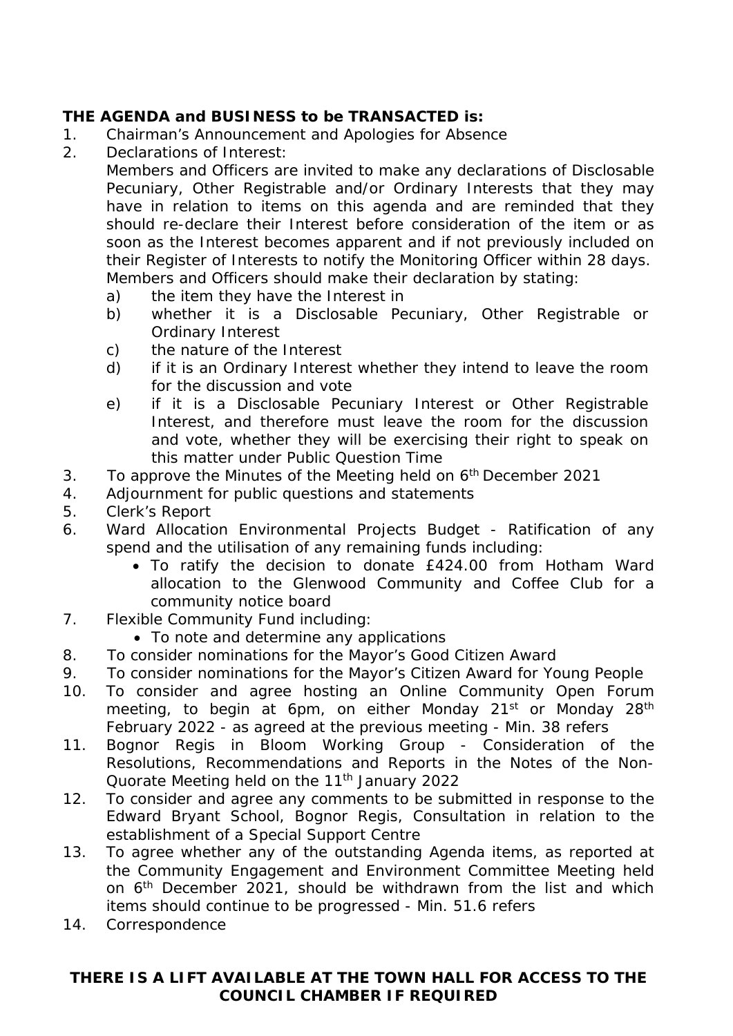**THE AGENDA and BUSINESS to be TRANSACTED is:**

1. Chairman's Announcement and Apologies for Absence
2. Declarations of Interest:
   Members and Officers are invited to make any declarations of Disclosable Pecuniary, Other Registrable and/or Ordinary Interests that they may have in relation to items on this agenda and are reminded that they should re-declare their Interest before consideration of the item or as soon as the Interest becomes apparent and if not previously included on their Register of Interests to notify the Monitoring Officer within 28 days.
   Members and Officers should make their declaration by stating:
   a) the item they have the Interest in
   b) whether it is a Disclosable Pecuniary, Other Registrable or Ordinary Interest
   c) the nature of the Interest
   d) if it is an Ordinary Interest whether they intend to leave the room for the discussion and vote
   e) if it is a Disclosable Pecuniary Interest or Other Registrable Interest, and therefore must leave the room for the discussion and vote, whether they will be exercising their right to speak on this matter under Public Question Time
3. To approve the Minutes of the Meeting held on 6th December 2021
4. Adjournment for public questions and statements
5. Clerk's Report
6. Ward Allocation Environmental Projects Budget - Ratification of any spend and the utilisation of any remaining funds including:
   - To ratify the decision to donate £424.00 from Hotham Ward allocation to the Glenwood Community and Coffee Club for a community notice board
7. Flexible Community Fund including:
   - To note and determine any applications
8. To consider nominations for the Mayor's Good Citizen Award
9. To consider nominations for the Mayor's Citizen Award for Young People
10. To consider and agree hosting an Online Community Open Forum meeting, to begin at 6pm, on either Monday 21st or Monday 28th February 2022 - as agreed at the previous meeting - Min. 38 refers
11. Bognor Regis in Bloom Working Group - Consideration of the Resolutions, Recommendations and Reports in the Notes of the Non-Quorate Meeting held on the 11th January 2022
12. To consider and agree any comments to be submitted in response to the Edward Bryant School, Bognor Regis, Consultation in relation to the establishment of a Special Support Centre
13. To agree whether any of the outstanding Agenda items, as reported at the Community Engagement and Environment Committee Meeting held on 6th December 2021, should be withdrawn from the list and which items should continue to be progressed - Min. 51.6 refers
14. Correspondence

**THERE IS A LIFT AVAILABLE AT THE TOWN HALL FOR ACCESS TO THE COUNCIL CHAMBER IF REQUIRED**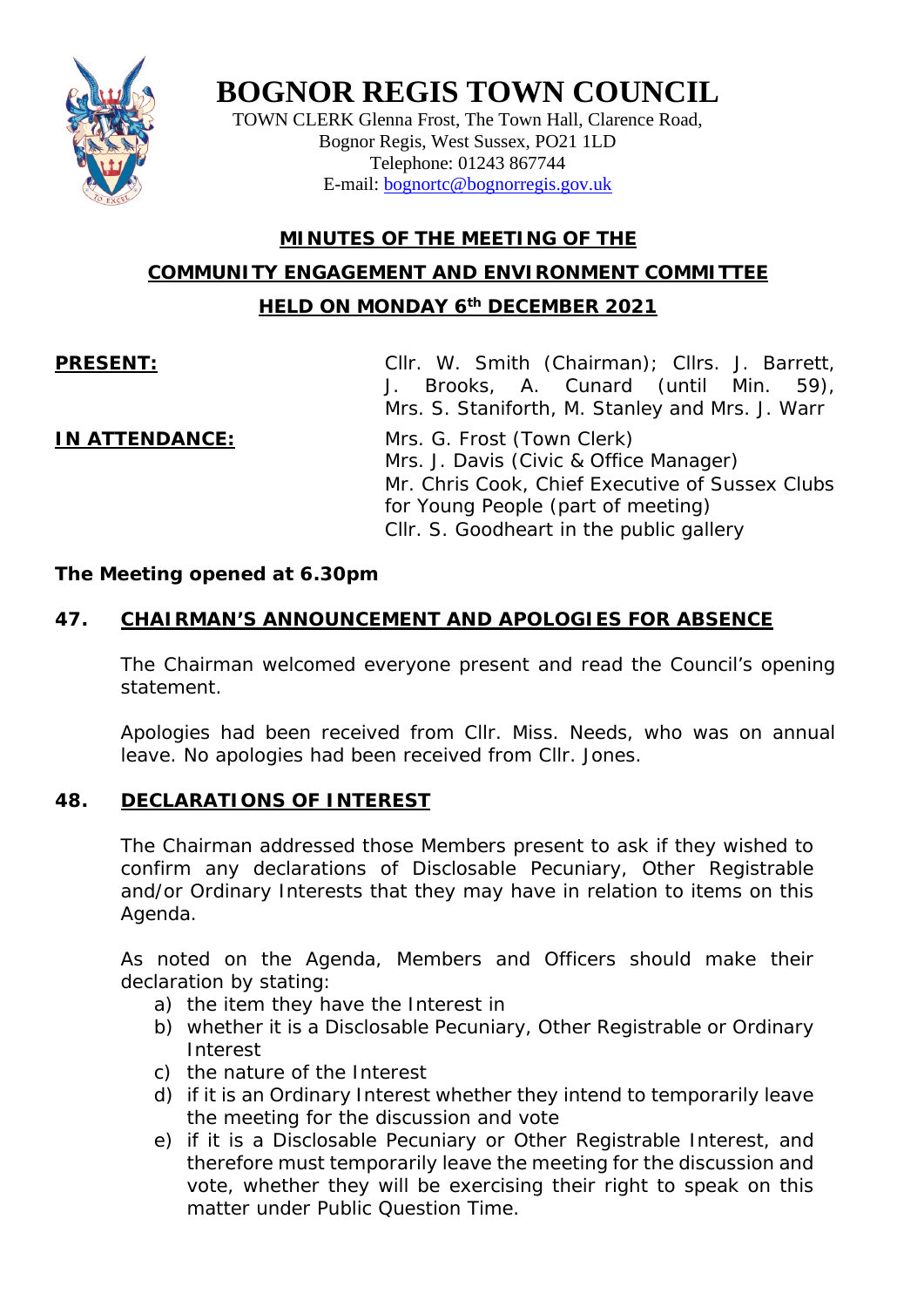# BOGNOR REGIS TOWN COUNCIL

TOWN CLERK Glenna Frost, The Town Hall, Clarence Road,
Bognor Regis, West Sussex, PO21 1LD
Telephone: 01243 867744
E-mail: bognortc@bognorregis.gov.uk

## MINUTES OF THE MEETING OF THE
## COMMUNITY ENGAGEMENT AND ENVIRONMENT COMMITTEE
## HELD ON MONDAY 6th DECEMBER 2021

**PRESENT:** Cllr. W. Smith (Chairman); Cllrs. J. Barrett, J. Brooks, A. Cunard (until Min. 59), Mrs. S. Staniforth, M. Stanley and Mrs. J. Warr

**IN ATTENDANCE:** Mrs. G. Frost (Town Clerk)
Mrs. J. Davis (Civic & Office Manager)
Mr. Chris Cook, Chief Executive of Sussex Clubs for Young People (part of meeting)
Cllr. S. Goodheart in the public gallery

**The Meeting opened at 6.30pm**

### 47. CHAIRMAN'S ANNOUNCEMENT AND APOLOGIES FOR ABSENCE

The Chairman welcomed everyone present and read the Council's opening statement.

Apologies had been received from Cllr. Miss. Needs, who was on annual leave. No apologies had been received from Cllr. Jones.

### 48. DECLARATIONS OF INTEREST

The Chairman addressed those Members present to ask if they wished to confirm any declarations of Disclosable Pecuniary, Other Registrable and/or Ordinary Interests that they may have in relation to items on this Agenda.

As noted on the Agenda, Members and Officers should make their declaration by stating:

a) the item they have the Interest in
b) whether it is a Disclosable Pecuniary, Other Registrable or Ordinary Interest
c) the nature of the Interest
d) if it is an Ordinary Interest whether they intend to temporarily leave the meeting for the discussion and vote
e) if it is a Disclosable Pecuniary or Other Registrable Interest, and therefore must temporarily leave the meeting for the discussion and vote, whether they will be exercising their right to speak on this matter under Public Question Time.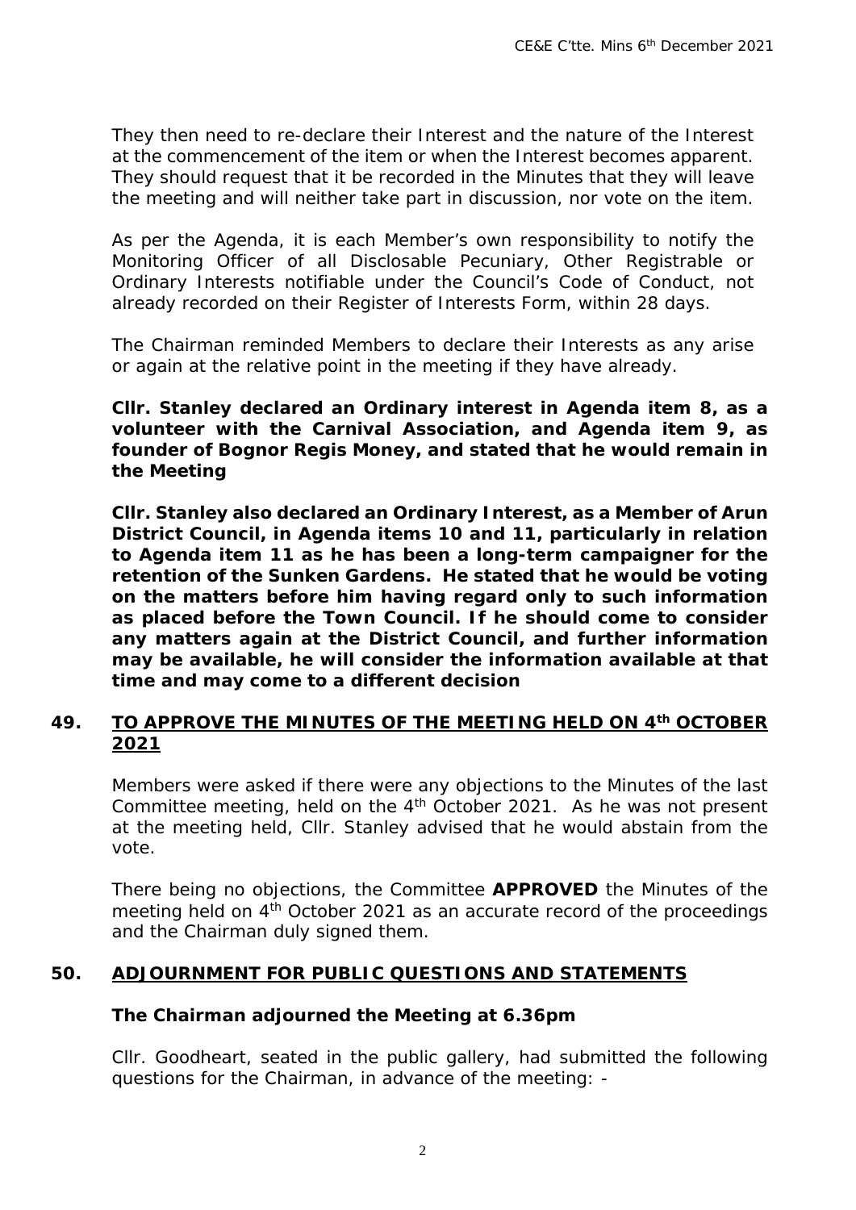They then need to re-declare their Interest and the nature of the Interest at the commencement of the item or when the Interest becomes apparent. They should request that it be recorded in the Minutes that they will leave the meeting and will neither take part in discussion, nor vote on the item.

As per the Agenda, it is each Member's own responsibility to notify the Monitoring Officer of all Disclosable Pecuniary, Other Registrable or Ordinary Interests notifiable under the Council's Code of Conduct, not already recorded on their Register of Interests Form, within 28 days.

The Chairman reminded Members to declare their Interests as any arise or again at the relative point in the meeting if they have already.

**Cllr. Stanley declared an Ordinary interest in Agenda item 8, as a volunteer with the Carnival Association, and Agenda item 9, as founder of Bognor Regis Money, and stated that he would remain in the Meeting**

**Cllr. Stanley also declared an Ordinary Interest, as a Member of Arun District Council, in Agenda items 10 and 11, particularly in relation to Agenda item 11 as he has been a long-term campaigner for the retention of the Sunken Gardens. He stated that he would be voting on the matters before him having regard only to such information as placed before the Town Council. If he should come to consider any matters again at the District Council, and further information may be available, he will consider the information available at that time and may come to a different decision**

## 49. TO APPROVE THE MINUTES OF THE MEETING HELD ON 4th OCTOBER 2021

Members were asked if there were any objections to the Minutes of the last Committee meeting, held on the 4th October 2021. As he was not present at the meeting held, Cllr. Stanley advised that he would abstain from the vote.

There being no objections, the Committee **APPROVED** the Minutes of the meeting held on 4th October 2021 as an accurate record of the proceedings and the Chairman duly signed them.

## 50. ADJOURNMENT FOR PUBLIC QUESTIONS AND STATEMENTS

**The Chairman adjourned the Meeting at 6.36pm**

Cllr. Goodheart, seated in the public gallery, had submitted the following questions for the Chairman, in advance of the meeting: -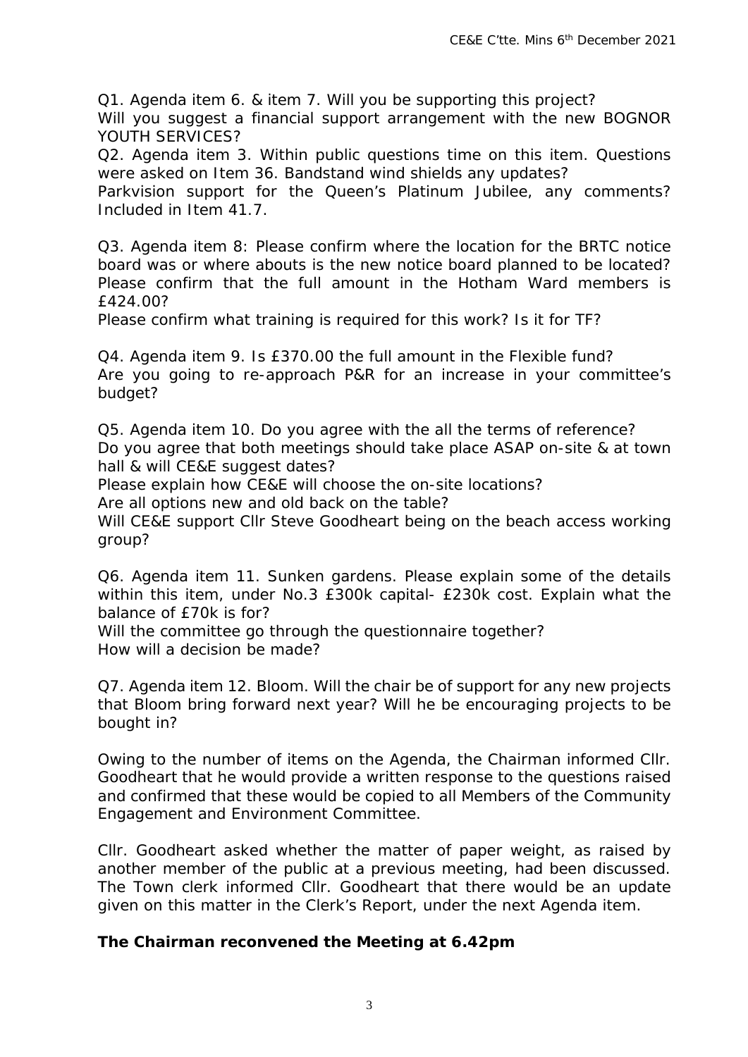Q1. Agenda item 6. & item 7. Will you be supporting this project? Will you suggest a financial support arrangement with the new BOGNOR YOUTH SERVICES?
Q2. Agenda item 3. Within public questions time on this item. Questions were asked on Item 36. Bandstand wind shields any updates?
Parkvision support for the Queen's Platinum Jubilee, any comments? Included in Item 41.7.

Q3. Agenda item 8: Please confirm where the location for the BRTC notice board was or where abouts is the new notice board planned to be located? Please confirm that the full amount in the Hotham Ward members is £424.00?
Please confirm what training is required for this work? Is it for TF?

Q4. Agenda item 9. Is £370.00 the full amount in the Flexible fund?
Are you going to re-approach P&R for an increase in your committee's budget?

Q5. Agenda item 10. Do you agree with the all the terms of reference?
Do you agree that both meetings should take place ASAP on-site & at town hall & will CE&E suggest dates?
Please explain how CE&E will choose the on-site locations?
Are all options new and old back on the table?
Will CE&E support Cllr Steve Goodheart being on the beach access working group?

Q6. Agenda item 11. Sunken gardens. Please explain some of the details within this item, under No.3 £300k capital- £230k cost. Explain what the balance of £70k is for?
Will the committee go through the questionnaire together?
How will a decision be made?

Q7. Agenda item 12. Bloom. Will the chair be of support for any new projects that Bloom bring forward next year? Will he be encouraging projects to be bought in?

Owing to the number of items on the Agenda, the Chairman informed Cllr. Goodheart that he would provide a written response to the questions raised and confirmed that these would be copied to all Members of the Community Engagement and Environment Committee.

Cllr. Goodheart asked whether the matter of paper weight, as raised by another member of the public at a previous meeting, had been discussed. The Town clerk informed Cllr. Goodheart that there would be an update given on this matter in the Clerk's Report, under the next Agenda item.

**The Chairman reconvened the Meeting at 6.42pm**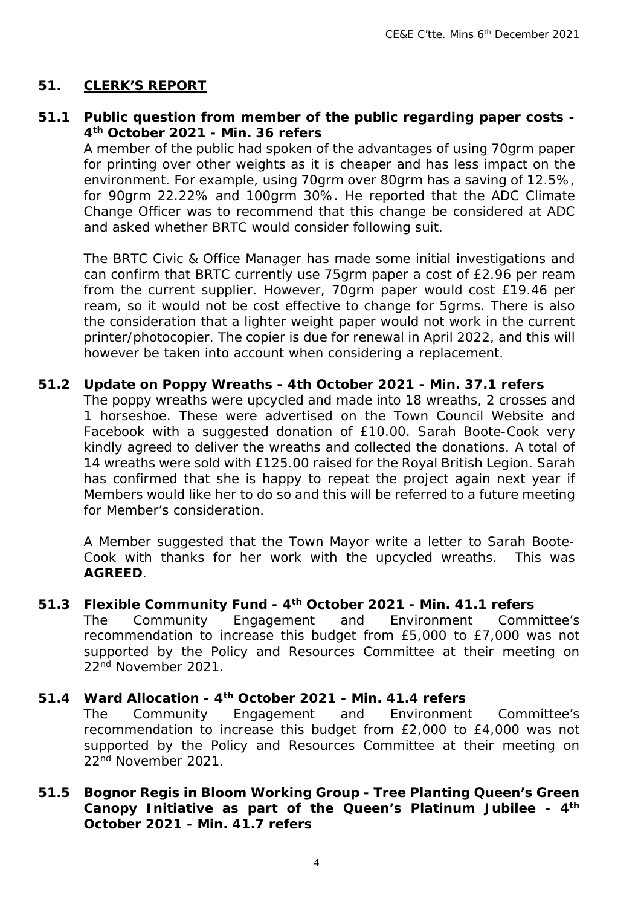## 51. CLERK'S REPORT

**51.1 Public question from member of the public regarding paper costs - 4th October 2021 - Min. 36 refers**

A member of the public had spoken of the advantages of using 70grm paper for printing over other weights as it is cheaper and has less impact on the environment. For example, using 70grm over 80grm has a saving of 12.5%, for 90grm 22.22% and 100grm 30%. He reported that the ADC Climate Change Officer was to recommend that this change be considered at ADC and asked whether BRTC would consider following suit.

The BRTC Civic & Office Manager has made some initial investigations and can confirm that BRTC currently use 75grm paper a cost of £2.96 per ream from the current supplier. However, 70grm paper would cost £19.46 per ream, so it would not be cost effective to change for 5grms. There is also the consideration that a lighter weight paper would not work in the current printer/photocopier. The copier is due for renewal in April 2022, and this will however be taken into account when considering a replacement.

**51.2 Update on Poppy Wreaths - 4th October 2021 - Min. 37.1 refers**

The poppy wreaths were upcycled and made into 18 wreaths, 2 crosses and 1 horseshoe. These were advertised on the Town Council Website and Facebook with a suggested donation of £10.00. Sarah Boote-Cook very kindly agreed to deliver the wreaths and collected the donations. A total of 14 wreaths were sold with £125.00 raised for the Royal British Legion. Sarah has confirmed that she is happy to repeat the project again next year if Members would like her to do so and this will be referred to a future meeting for Member's consideration.

A Member suggested that the Town Mayor write a letter to Sarah Boote-Cook with thanks for her work with the upcycled wreaths. This was **AGREED**.

**51.3 Flexible Community Fund - 4th October 2021 - Min. 41.1 refers**

The Community Engagement and Environment Committee's recommendation to increase this budget from £5,000 to £7,000 was not supported by the Policy and Resources Committee at their meeting on 22nd November 2021.

**51.4 Ward Allocation - 4th October 2021 - Min. 41.4 refers**

The Community Engagement and Environment Committee's recommendation to increase this budget from £2,000 to £4,000 was not supported by the Policy and Resources Committee at their meeting on 22nd November 2021.

**51.5 Bognor Regis in Bloom Working Group - Tree Planting Queen's Green Canopy Initiative as part of the Queen's Platinum Jubilee - 4th October 2021 - Min. 41.7 refers**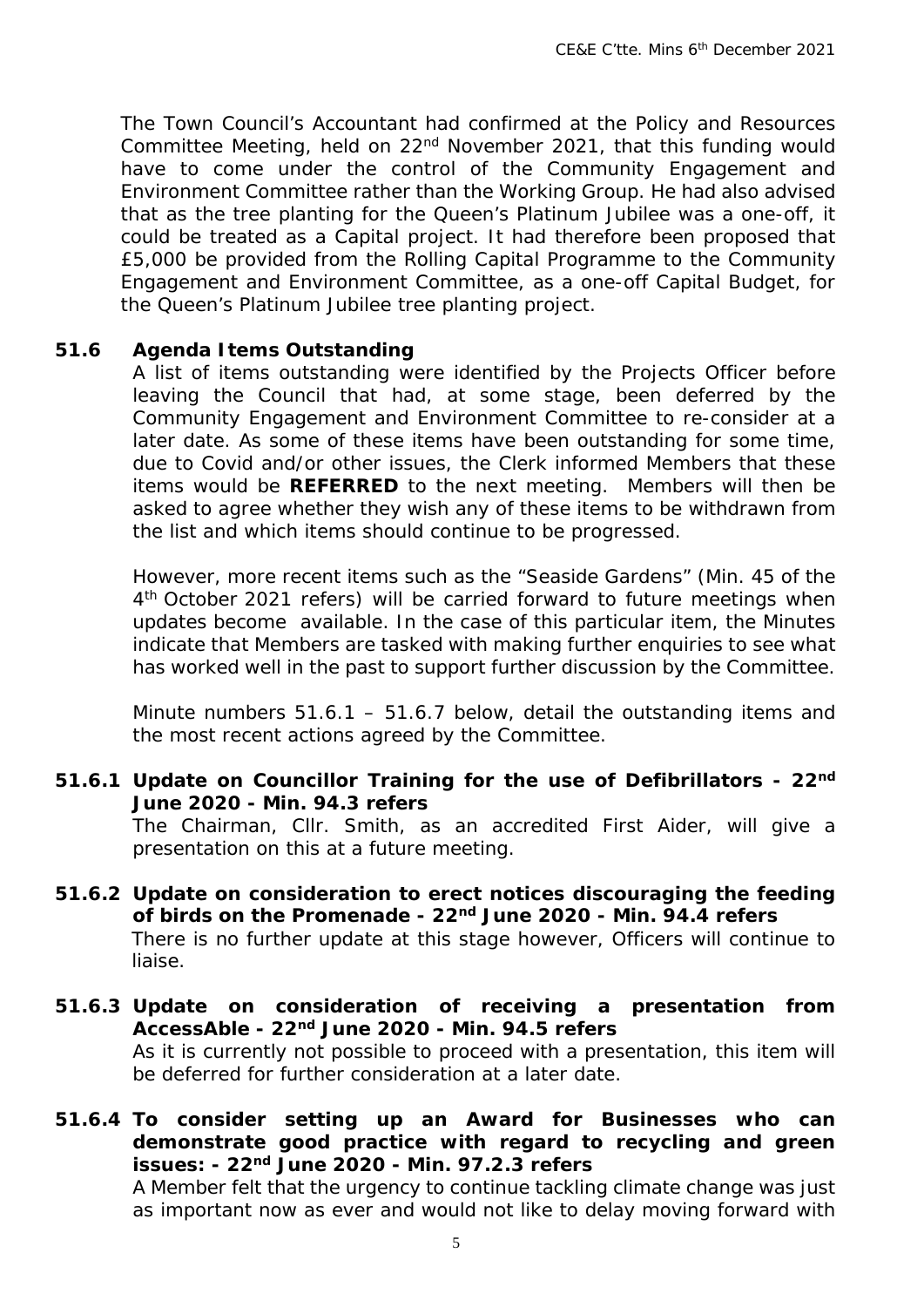The Town Council's Accountant had confirmed at the Policy and Resources Committee Meeting, held on 22nd November 2021, that this funding would have to come under the control of the Community Engagement and Environment Committee rather than the Working Group. He had also advised that as the tree planting for the Queen's Platinum Jubilee was a one-off, it could be treated as a Capital project. It had therefore been proposed that £5,000 be provided from the Rolling Capital Programme to the Community Engagement and Environment Committee, as a one-off Capital Budget, for the Queen's Platinum Jubilee tree planting project.

**51.6 Agenda Items Outstanding**

A list of items outstanding were identified by the Projects Officer before leaving the Council that had, at some stage, been deferred by the Community Engagement and Environment Committee to re-consider at a later date. As some of these items have been outstanding for some time, due to Covid and/or other issues, the Clerk informed Members that these items would be **REFERRED** to the next meeting. Members will then be asked to agree whether they wish any of these items to be withdrawn from the list and which items should continue to be progressed.

However, more recent items such as the "Seaside Gardens" (Min. 45 of the 4th October 2021 refers) will be carried forward to future meetings when updates become available. In the case of this particular item, the Minutes indicate that Members are tasked with making further enquiries to see what has worked well in the past to support further discussion by the Committee.

Minute numbers 51.6.1 – 51.6.7 below, detail the outstanding items and the most recent actions agreed by the Committee.

**51.6.1 Update on Councillor Training for the use of Defibrillators - 22nd June 2020 - Min. 94.3 refers**

The Chairman, Cllr. Smith, as an accredited First Aider, will give a presentation on this at a future meeting.

**51.6.2 Update on consideration to erect notices discouraging the feeding of birds on the Promenade - 22nd June 2020 - Min. 94.4 refers**

There is no further update at this stage however, Officers will continue to liaise.

**51.6.3 Update on consideration of receiving a presentation from AccessAble - 22nd June 2020 - Min. 94.5 refers**

As it is currently not possible to proceed with a presentation, this item will be deferred for further consideration at a later date.

**51.6.4 To consider setting up an Award for Businesses who can demonstrate good practice with regard to recycling and green issues: - 22nd June 2020 - Min. 97.2.3 refers**

A Member felt that the urgency to continue tackling climate change was just as important now as ever and would not like to delay moving forward with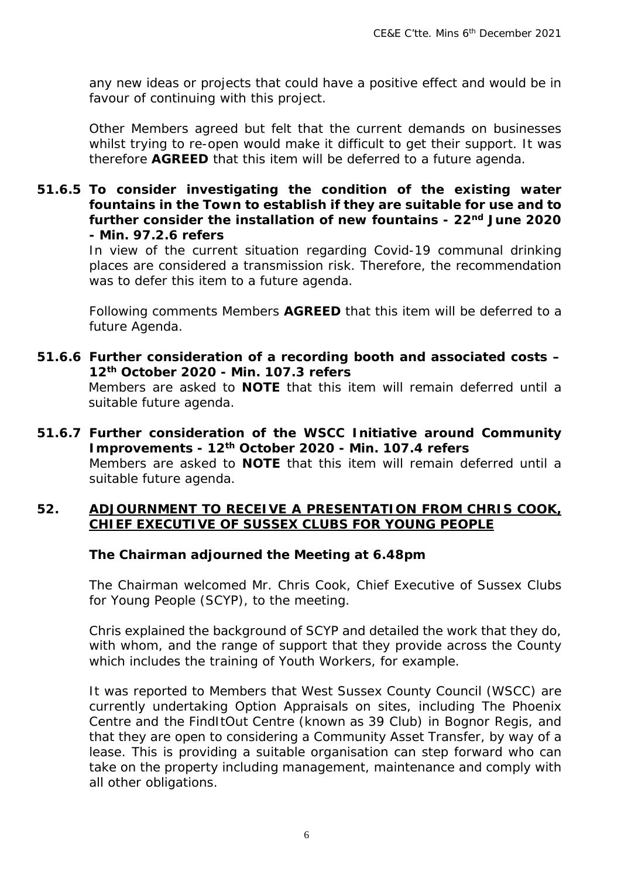any new ideas or projects that could have a positive effect and would be in favour of continuing with this project.

Other Members agreed but felt that the current demands on businesses whilst trying to re-open would make it difficult to get their support. It was therefore **AGREED** that this item will be deferred to a future agenda.

**51.6.5 To consider investigating the condition of the existing water fountains in the Town to establish if they are suitable for use and to further consider the installation of new fountains - 22nd June 2020 - Min. 97.2.6 refers**

In view of the current situation regarding Covid-19 communal drinking places are considered a transmission risk. Therefore, the recommendation was to defer this item to a future agenda.

Following comments Members **AGREED** that this item will be deferred to a future Agenda.

**51.6.6 Further consideration of a recording booth and associated costs – 12th October 2020 - Min. 107.3 refers**

Members are asked to **NOTE** that this item will remain deferred until a suitable future agenda.

**51.6.7 Further consideration of the WSCC Initiative around Community Improvements - 12th October 2020 - Min. 107.4 refers**

Members are asked to **NOTE** that this item will remain deferred until a suitable future agenda.

## 52. ADJOURNMENT TO RECEIVE A PRESENTATION FROM CHRIS COOK, CHIEF EXECUTIVE OF SUSSEX CLUBS FOR YOUNG PEOPLE

**The Chairman adjourned the Meeting at 6.48pm**

The Chairman welcomed Mr. Chris Cook, Chief Executive of Sussex Clubs for Young People (SCYP), to the meeting.

Chris explained the background of SCYP and detailed the work that they do, with whom, and the range of support that they provide across the County which includes the training of Youth Workers, for example.

It was reported to Members that West Sussex County Council (WSCC) are currently undertaking Option Appraisals on sites, including The Phoenix Centre and the FindItOut Centre (known as 39 Club) in Bognor Regis, and that they are open to considering a Community Asset Transfer, by way of a lease. This is providing a suitable organisation can step forward who can take on the property including management, maintenance and comply with all other obligations.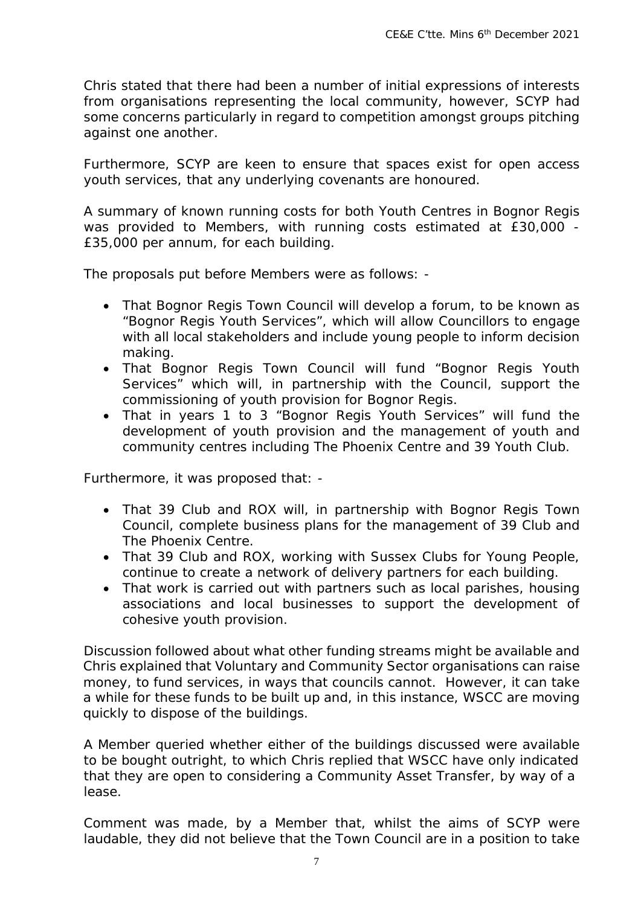Chris stated that there had been a number of initial expressions of interests from organisations representing the local community, however, SCYP had some concerns particularly in regard to competition amongst groups pitching against one another.

Furthermore, SCYP are keen to ensure that spaces exist for open access youth services, that any underlying covenants are honoured.

A summary of known running costs for both Youth Centres in Bognor Regis was provided to Members, with running costs estimated at £30,000 - £35,000 per annum, for each building.

The proposals put before Members were as follows: -

- That Bognor Regis Town Council will develop a forum, to be known as "Bognor Regis Youth Services", which will allow Councillors to engage with all local stakeholders and include young people to inform decision making.
- That Bognor Regis Town Council will fund "Bognor Regis Youth Services" which will, in partnership with the Council, support the commissioning of youth provision for Bognor Regis.
- That in years 1 to 3 "Bognor Regis Youth Services" will fund the development of youth provision and the management of youth and community centres including The Phoenix Centre and 39 Youth Club.

Furthermore, it was proposed that: -

- That 39 Club and ROX will, in partnership with Bognor Regis Town Council, complete business plans for the management of 39 Club and The Phoenix Centre.
- That 39 Club and ROX, working with Sussex Clubs for Young People, continue to create a network of delivery partners for each building.
- That work is carried out with partners such as local parishes, housing associations and local businesses to support the development of cohesive youth provision.

Discussion followed about what other funding streams might be available and Chris explained that Voluntary and Community Sector organisations can raise money, to fund services, in ways that councils cannot. However, it can take a while for these funds to be built up and, in this instance, WSCC are moving quickly to dispose of the buildings.

A Member queried whether either of the buildings discussed were available to be bought outright, to which Chris replied that WSCC have only indicated that they are open to considering a Community Asset Transfer, by way of a lease.

Comment was made, by a Member that, whilst the aims of SCYP were laudable, they did not believe that the Town Council are in a position to take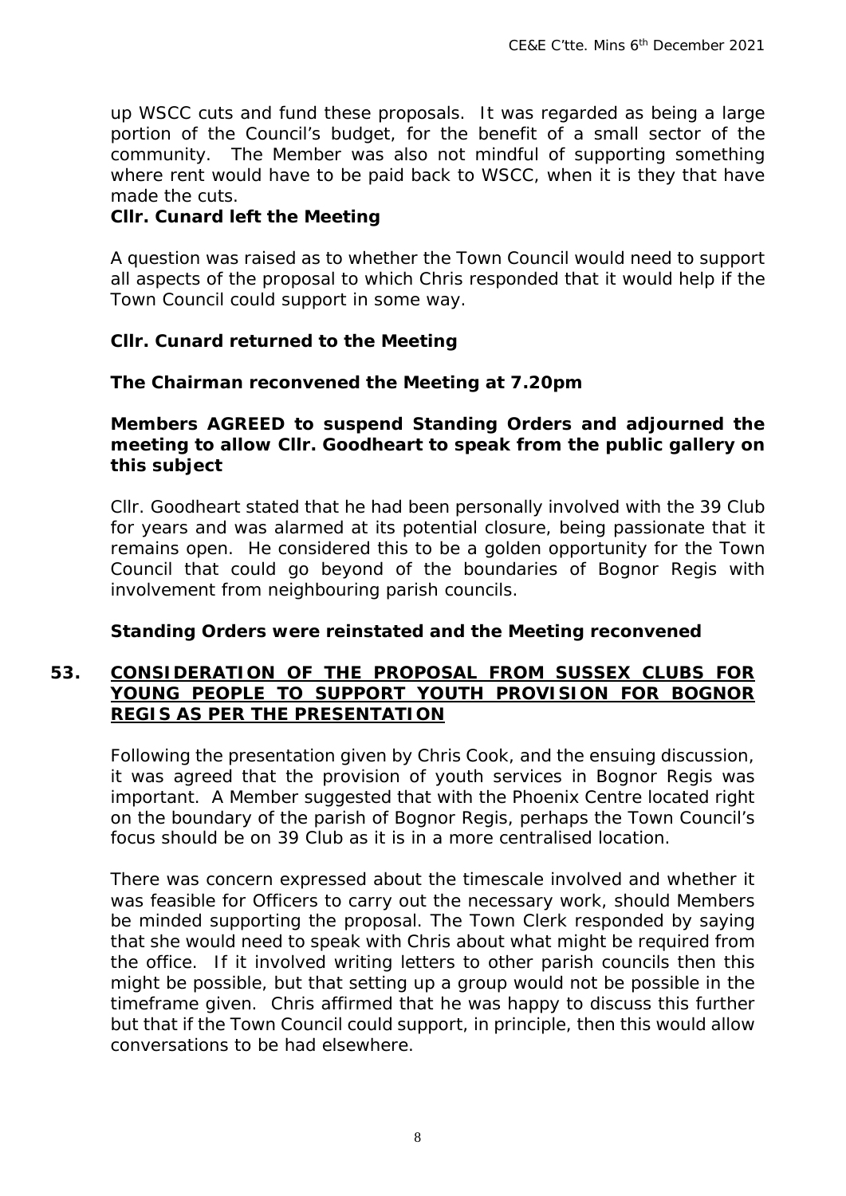up WSCC cuts and fund these proposals. It was regarded as being a large portion of the Council's budget, for the benefit of a small sector of the community. The Member was also not mindful of supporting something where rent would have to be paid back to WSCC, when it is they that have made the cuts.

**Cllr. Cunard left the Meeting**

A question was raised as to whether the Town Council would need to support all aspects of the proposal to which Chris responded that it would help if the Town Council could support in some way.

**Cllr. Cunard returned to the Meeting**

**The Chairman reconvened the Meeting at 7.20pm**

**Members AGREED to suspend Standing Orders and adjourned the meeting to allow Cllr. Goodheart to speak from the public gallery on this subject**

Cllr. Goodheart stated that he had been personally involved with the 39 Club for years and was alarmed at its potential closure, being passionate that it remains open. He considered this to be a golden opportunity for the Town Council that could go beyond of the boundaries of Bognor Regis with involvement from neighbouring parish councils.

**Standing Orders were reinstated and the Meeting reconvened**

## 53. CONSIDERATION OF THE PROPOSAL FROM SUSSEX CLUBS FOR YOUNG PEOPLE TO SUPPORT YOUTH PROVISION FOR BOGNOR REGIS AS PER THE PRESENTATION

Following the presentation given by Chris Cook, and the ensuing discussion, it was agreed that the provision of youth services in Bognor Regis was important. A Member suggested that with the Phoenix Centre located right on the boundary of the parish of Bognor Regis, perhaps the Town Council's focus should be on 39 Club as it is in a more centralised location.

There was concern expressed about the timescale involved and whether it was feasible for Officers to carry out the necessary work, should Members be minded supporting the proposal. The Town Clerk responded by saying that she would need to speak with Chris about what might be required from the office. If it involved writing letters to other parish councils then this might be possible, but that setting up a group would not be possible in the timeframe given. Chris affirmed that he was happy to discuss this further but that if the Town Council could support, in principle, then this would allow conversations to be had elsewhere.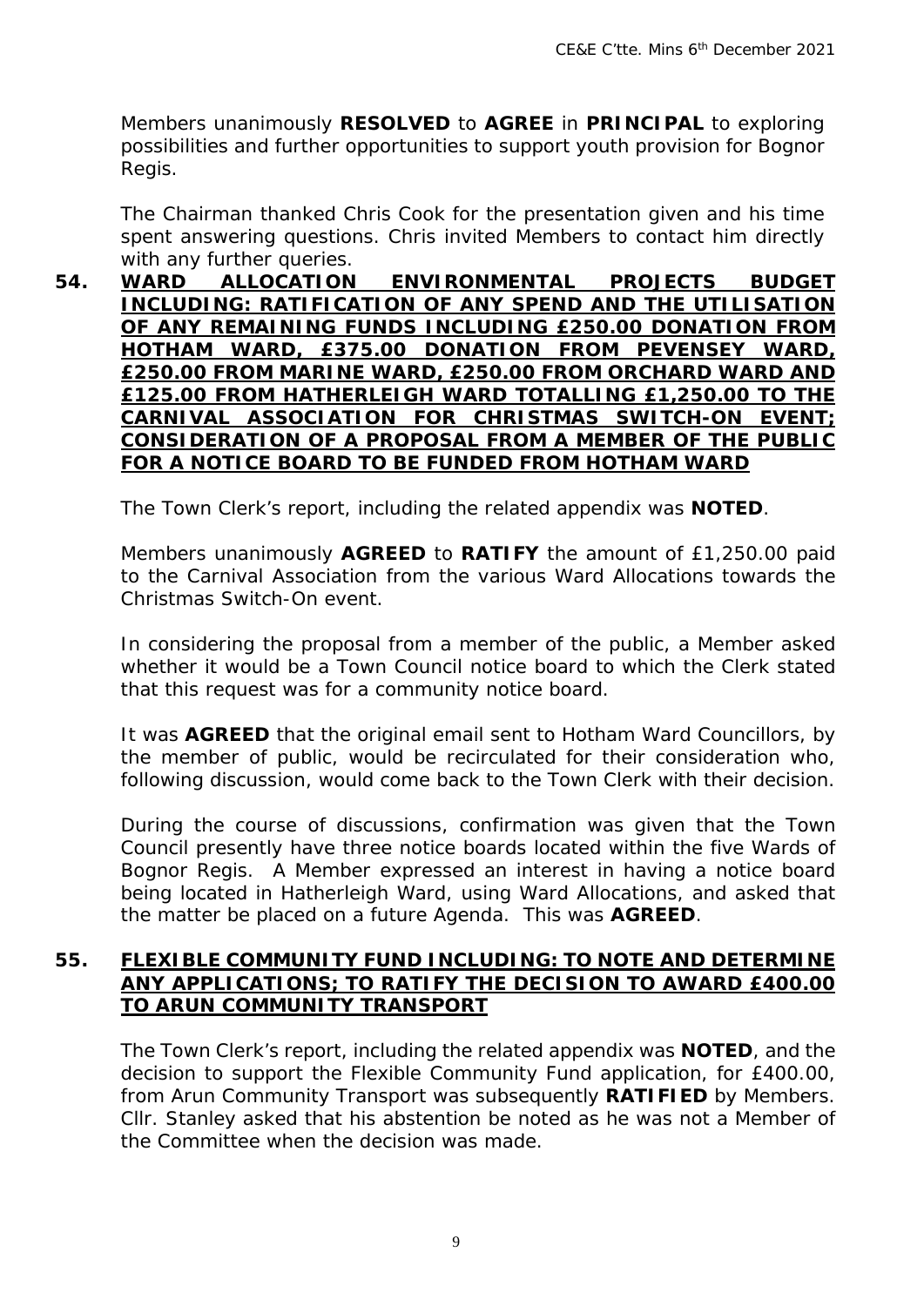Members unanimously **RESOLVED** to **AGREE** in **PRINCIPAL** to exploring possibilities and further opportunities to support youth provision for Bognor Regis.

The Chairman thanked Chris Cook for the presentation given and his time spent answering questions. Chris invited Members to contact him directly with any further queries.

**54. WARD ALLOCATION ENVIRONMENTAL PROJECTS BUDGET INCLUDING: RATIFICATION OF ANY SPEND AND THE UTILISATION OF ANY REMAINING FUNDS INCLUDING £250.00 DONATION FROM HOTHAM WARD, £375.00 DONATION FROM PEVENSEY WARD, £250.00 FROM MARINE WARD, £250.00 FROM ORCHARD WARD AND £125.00 FROM HATHERLEIGH WARD TOTALLING £1,250.00 TO THE CARNIVAL ASSOCIATION FOR CHRISTMAS SWITCH-ON EVENT; CONSIDERATION OF A PROPOSAL FROM A MEMBER OF THE PUBLIC FOR A NOTICE BOARD TO BE FUNDED FROM HOTHAM WARD**

The Town Clerk's report, including the related appendix was **NOTED**.

Members unanimously **AGREED** to **RATIFY** the amount of £1,250.00 paid to the Carnival Association from the various Ward Allocations towards the Christmas Switch-On event.

In considering the proposal from a member of the public, a Member asked whether it would be a Town Council notice board to which the Clerk stated that this request was for a community notice board.

It was **AGREED** that the original email sent to Hotham Ward Councillors, by the member of public, would be recirculated for their consideration who, following discussion, would come back to the Town Clerk with their decision.

During the course of discussions, confirmation was given that the Town Council presently have three notice boards located within the five Wards of Bognor Regis. A Member expressed an interest in having a notice board being located in Hatherleigh Ward, using Ward Allocations, and asked that the matter be placed on a future Agenda. This was **AGREED**.

**55. FLEXIBLE COMMUNITY FUND INCLUDING: TO NOTE AND DETERMINE ANY APPLICATIONS; TO RATIFY THE DECISION TO AWARD £400.00 TO ARUN COMMUNITY TRANSPORT**

The Town Clerk's report, including the related appendix was **NOTED**, and the decision to support the Flexible Community Fund application, for £400.00, from Arun Community Transport was subsequently **RATIFIED** by Members. Cllr. Stanley asked that his abstention be noted as he was not a Member of the Committee when the decision was made.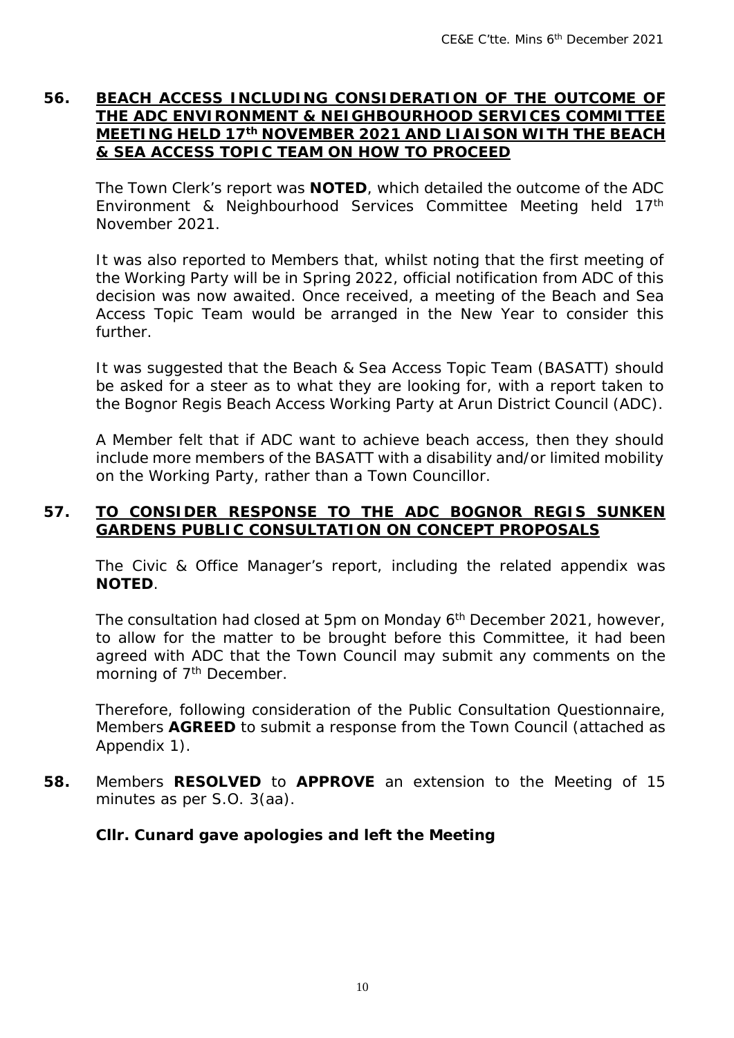**56. BEACH ACCESS INCLUDING CONSIDERATION OF THE OUTCOME OF THE ADC ENVIRONMENT & NEIGHBOURHOOD SERVICES COMMITTEE MEETING HELD 17th NOVEMBER 2021 AND LIAISON WITH THE BEACH & SEA ACCESS TOPIC TEAM ON HOW TO PROCEED**

The Town Clerk's report was **NOTED**, which detailed the outcome of the ADC Environment & Neighbourhood Services Committee Meeting held 17th November 2021.

It was also reported to Members that, whilst noting that the first meeting of the Working Party will be in Spring 2022, official notification from ADC of this decision was now awaited. Once received, a meeting of the Beach and Sea Access Topic Team would be arranged in the New Year to consider this further.

It was suggested that the Beach & Sea Access Topic Team (BASATT) should be asked for a steer as to what they are looking for, with a report taken to the Bognor Regis Beach Access Working Party at Arun District Council (ADC).

A Member felt that if ADC want to achieve beach access, then they should include more members of the BASATT with a disability and/or limited mobility on the Working Party, rather than a Town Councillor.

**57. TO CONSIDER RESPONSE TO THE ADC BOGNOR REGIS SUNKEN GARDENS PUBLIC CONSULTATION ON CONCEPT PROPOSALS**

The Civic & Office Manager's report, including the related appendix was **NOTED**.

The consultation had closed at 5pm on Monday 6th December 2021, however, to allow for the matter to be brought before this Committee, it had been agreed with ADC that the Town Council may submit any comments on the morning of 7th December.

Therefore, following consideration of the Public Consultation Questionnaire, Members **AGREED** to submit a response from the Town Council (attached as Appendix 1).

**58.** Members **RESOLVED** to **APPROVE** an extension to the Meeting of 15 minutes as per S.O. 3(aa).

**Cllr. Cunard gave apologies and left the Meeting**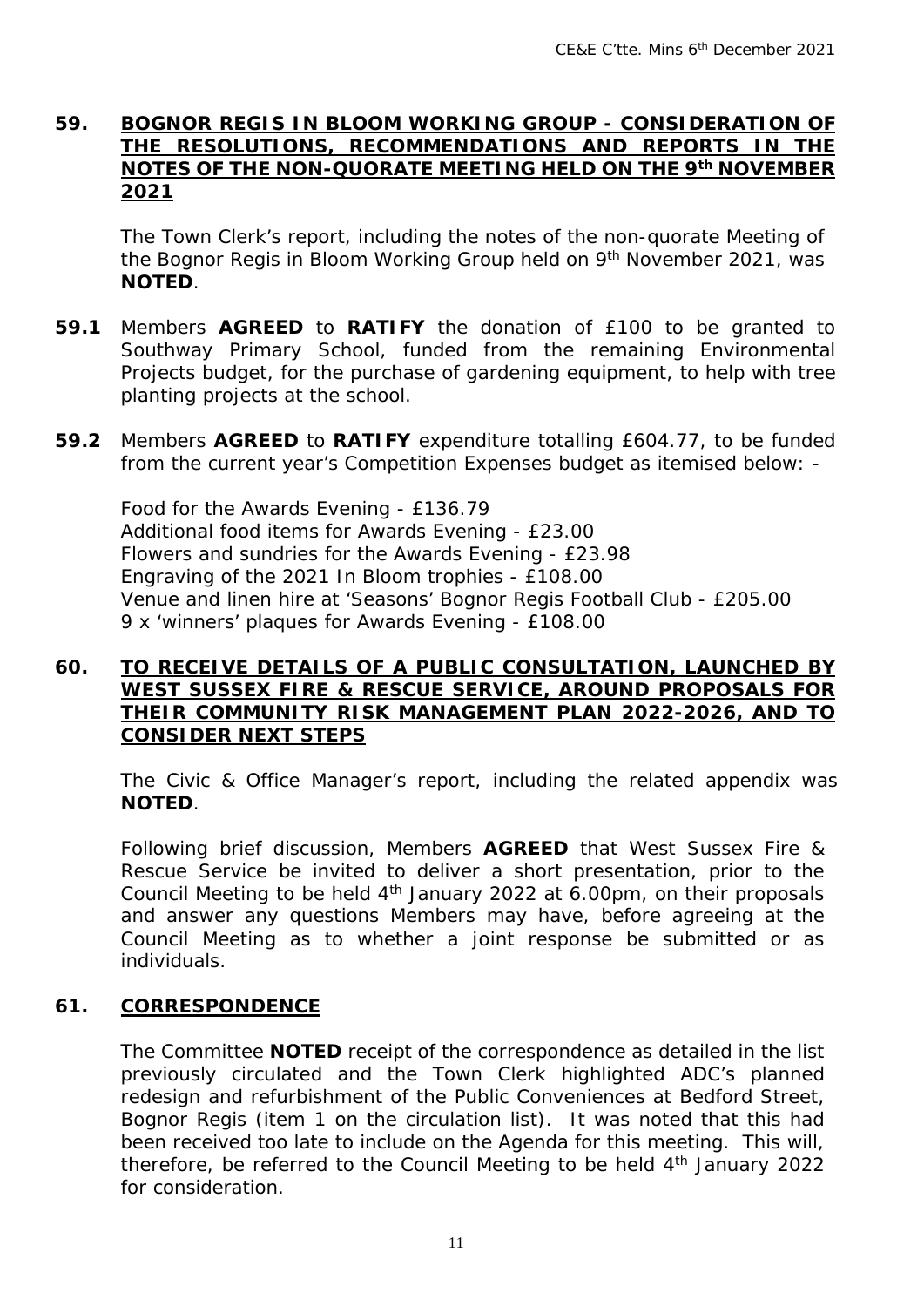## 59. <u>BOGNOR REGIS IN BLOOM WORKING GROUP - CONSIDERATION OF THE RESOLUTIONS, RECOMMENDATIONS AND REPORTS IN THE NOTES OF THE NON-QUORATE MEETING HELD ON THE 9th NOVEMBER 2021</u>

The Town Clerk's report, including the notes of the non-quorate Meeting of the Bognor Regis in Bloom Working Group held on 9th November 2021, was **NOTED**.

**59.1** Members **AGREED** to **RATIFY** the donation of £100 to be granted to Southway Primary School, funded from the remaining Environmental Projects budget, for the purchase of gardening equipment, to help with tree planting projects at the school.

**59.2** Members **AGREED** to **RATIFY** expenditure totalling £604.77, to be funded from the current year's Competition Expenses budget as itemised below: -

Food for the Awards Evening - £136.79
Additional food items for Awards Evening - £23.00
Flowers and sundries for the Awards Evening - £23.98
Engraving of the 2021 In Bloom trophies - £108.00
Venue and linen hire at 'Seasons' Bognor Regis Football Club - £205.00
9 x 'winners' plaques for Awards Evening - £108.00

## 60. <u>TO RECEIVE DETAILS OF A PUBLIC CONSULTATION, LAUNCHED BY WEST SUSSEX FIRE & RESCUE SERVICE, AROUND PROPOSALS FOR THEIR COMMUNITY RISK MANAGEMENT PLAN 2022-2026, AND TO CONSIDER NEXT STEPS</u>

The Civic & Office Manager's report, including the related appendix was **NOTED**.

Following brief discussion, Members **AGREED** that West Sussex Fire & Rescue Service be invited to deliver a short presentation, prior to the Council Meeting to be held 4th January 2022 at 6.00pm, on their proposals and answer any questions Members may have, before agreeing at the Council Meeting as to whether a joint response be submitted or as individuals.

## 61. <u>CORRESPONDENCE</u>

The Committee **NOTED** receipt of the correspondence as detailed in the list previously circulated and the Town Clerk highlighted ADC's planned redesign and refurbishment of the Public Conveniences at Bedford Street, Bognor Regis (item 1 on the circulation list). It was noted that this had been received too late to include on the Agenda for this meeting. This will, therefore, be referred to the Council Meeting to be held 4th January 2022 for consideration.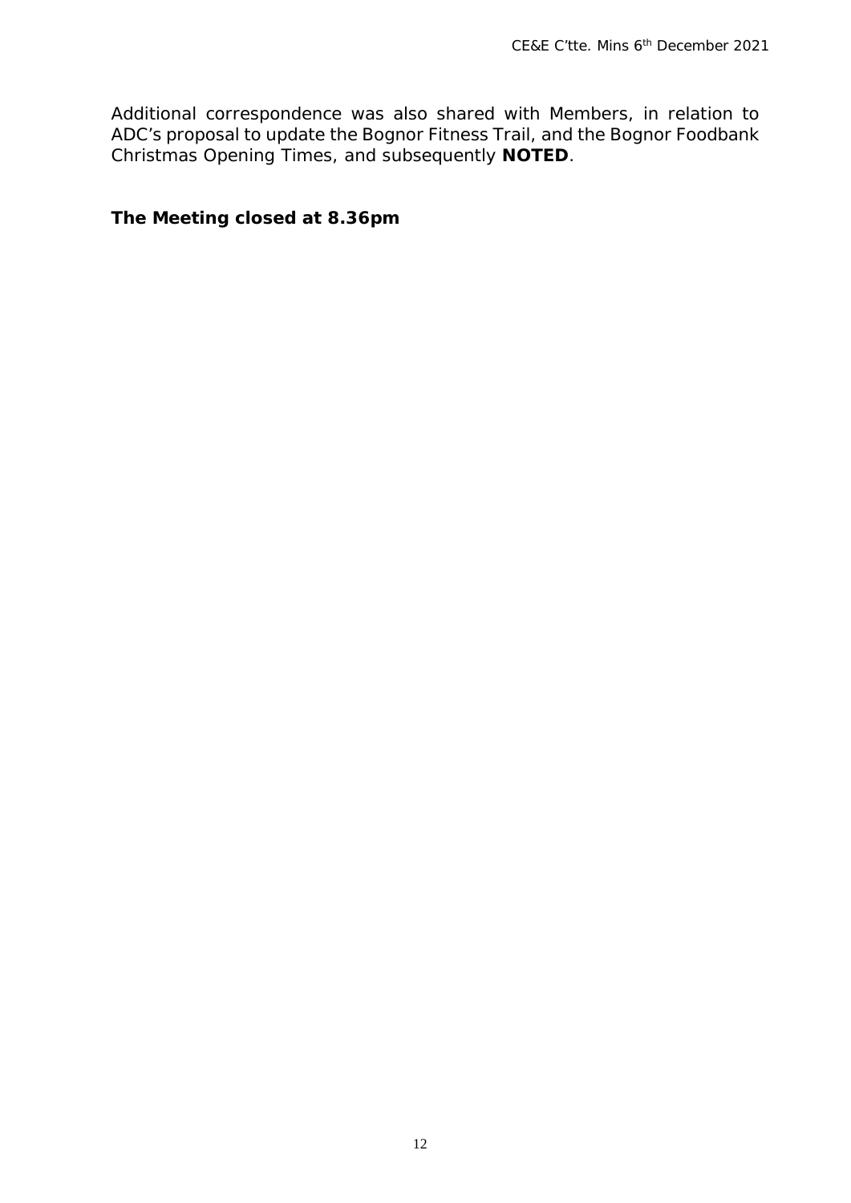Additional correspondence was also shared with Members, in relation to ADC's proposal to update the Bognor Fitness Trail, and the Bognor Foodbank Christmas Opening Times, and subsequently **NOTED**.

**The Meeting closed at 8.36pm**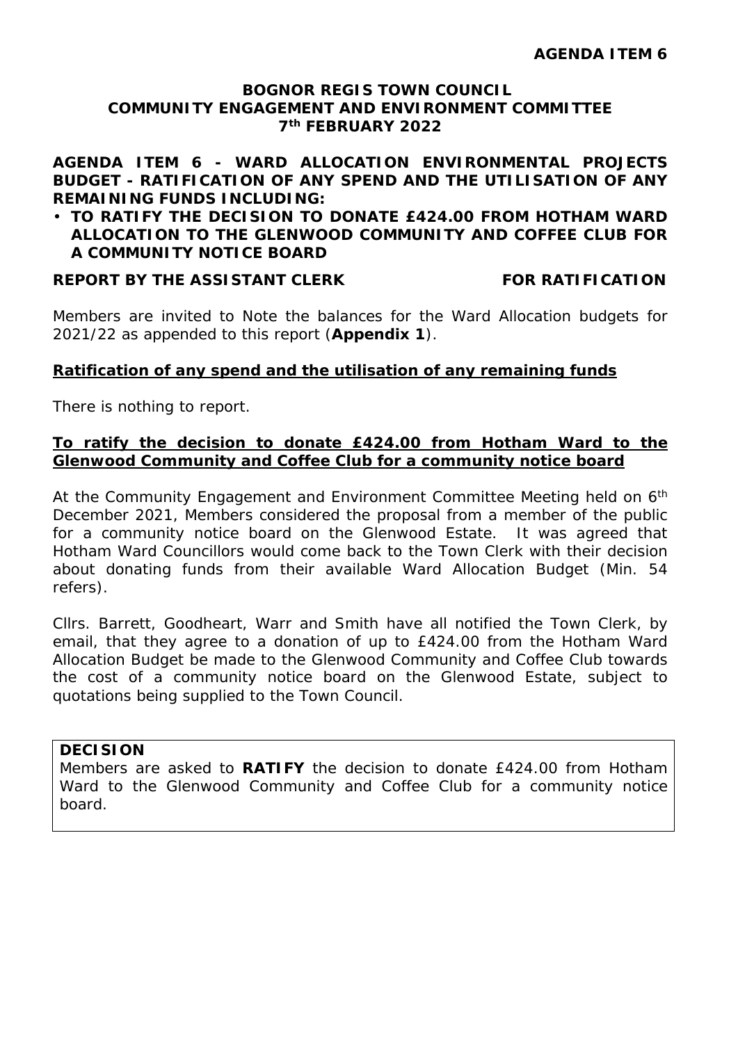**AGENDA ITEM 6**

**BOGNOR REGIS TOWN COUNCIL**
**COMMUNITY ENGAGEMENT AND ENVIRONMENT COMMITTEE**
**7th FEBRUARY 2022**

**AGENDA ITEM 6 - WARD ALLOCATION ENVIRONMENTAL PROJECTS BUDGET - RATIFICATION OF ANY SPEND AND THE UTILISATION OF ANY REMAINING FUNDS INCLUDING:**

- **TO RATIFY THE DECISION TO DONATE £424.00 FROM HOTHAM WARD ALLOCATION TO THE GLENWOOD COMMUNITY AND COFFEE CLUB FOR A COMMUNITY NOTICE BOARD**

**REPORT BY THE ASSISTANT CLERK** **FOR RATIFICATION**

Members are invited to Note the balances for the Ward Allocation budgets for 2021/22 as appended to this report (**Appendix 1**).

**Ratification of any spend and the utilisation of any remaining funds**

There is nothing to report.

**To ratify the decision to donate £424.00 from Hotham Ward to the Glenwood Community and Coffee Club for a community notice board**

At the Community Engagement and Environment Committee Meeting held on 6th December 2021, Members considered the proposal from a member of the public for a community notice board on the Glenwood Estate. It was agreed that Hotham Ward Councillors would come back to the Town Clerk with their decision about donating funds from their available Ward Allocation Budget (Min. 54 refers).

Cllrs. Barrett, Goodheart, Warr and Smith have all notified the Town Clerk, by email, that they agree to a donation of up to £424.00 from the Hotham Ward Allocation Budget be made to the Glenwood Community and Coffee Club towards the cost of a community notice board on the Glenwood Estate, subject to quotations being supplied to the Town Council.

**DECISION**
Members are asked to **RATIFY** the decision to donate £424.00 from Hotham Ward to the Glenwood Community and Coffee Club for a community notice board.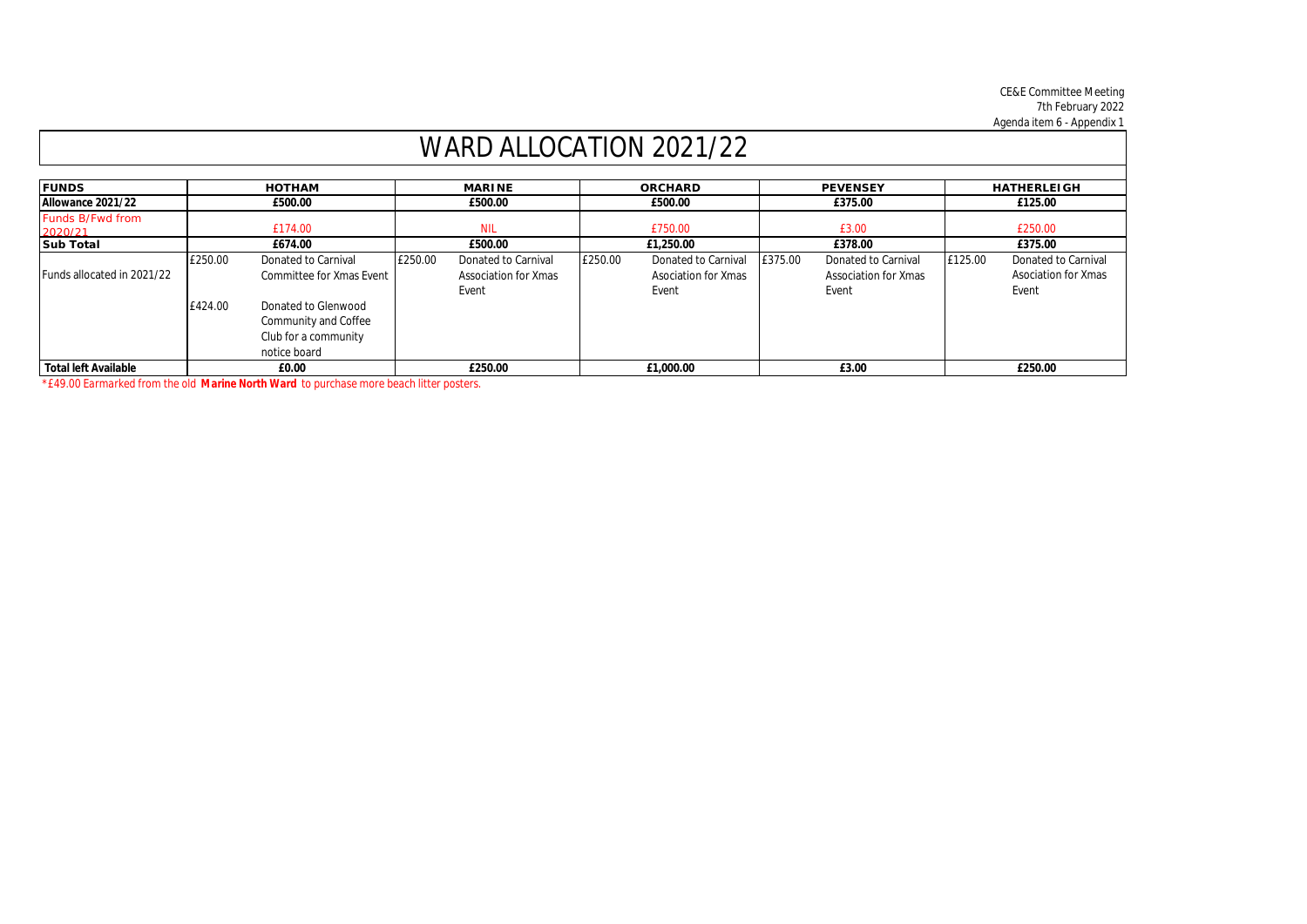CE&E Committee Meeting
7th February 2022
Agenda item 6 - Appendix 1

# WARD ALLOCATION 2021/22

| FUNDS | HOTHAM | | MARINE | | ORCHARD | | PEVENSEY | | HATHERLEIGH | |
|---|---|---|---|---|---|---|---|---|---|---|
| Allowance 2021/22 | £500.00 | | £500.00 | | £500.00 | | £375.00 | | £125.00 | |
| Funds B/Fwd from 2020/21 | £174.00 | | NIL | | £750.00 | | £3.00 | | £250.00 | |
| Sub Total | £674.00 | | £500.00 | | £1,250.00 | | £378.00 | | £375.00 | |
| Funds allocated in 2021/22 | £250.00 | Donated to Carnival Committee for Xmas Event | £250.00 | Donated to Carnival Association for Xmas Event | £250.00 | Donated to Carnival Asociation for Xmas Event | £375.00 | Donated to Carnival Association for Xmas Event | £125.00 | Donated to Carnival Asociation for Xmas Event |
| | £424.00 | Donated to Glenwood Community and Coffee Club for a community notice board | | | | | | | | |
| Total left Available | £0.00 | | £250.00 | | £1,000.00 | | £3.00 | | £250.00 | |

*£49.00 Earmarked from the old **Marine North Ward** to purchase more beach litter posters.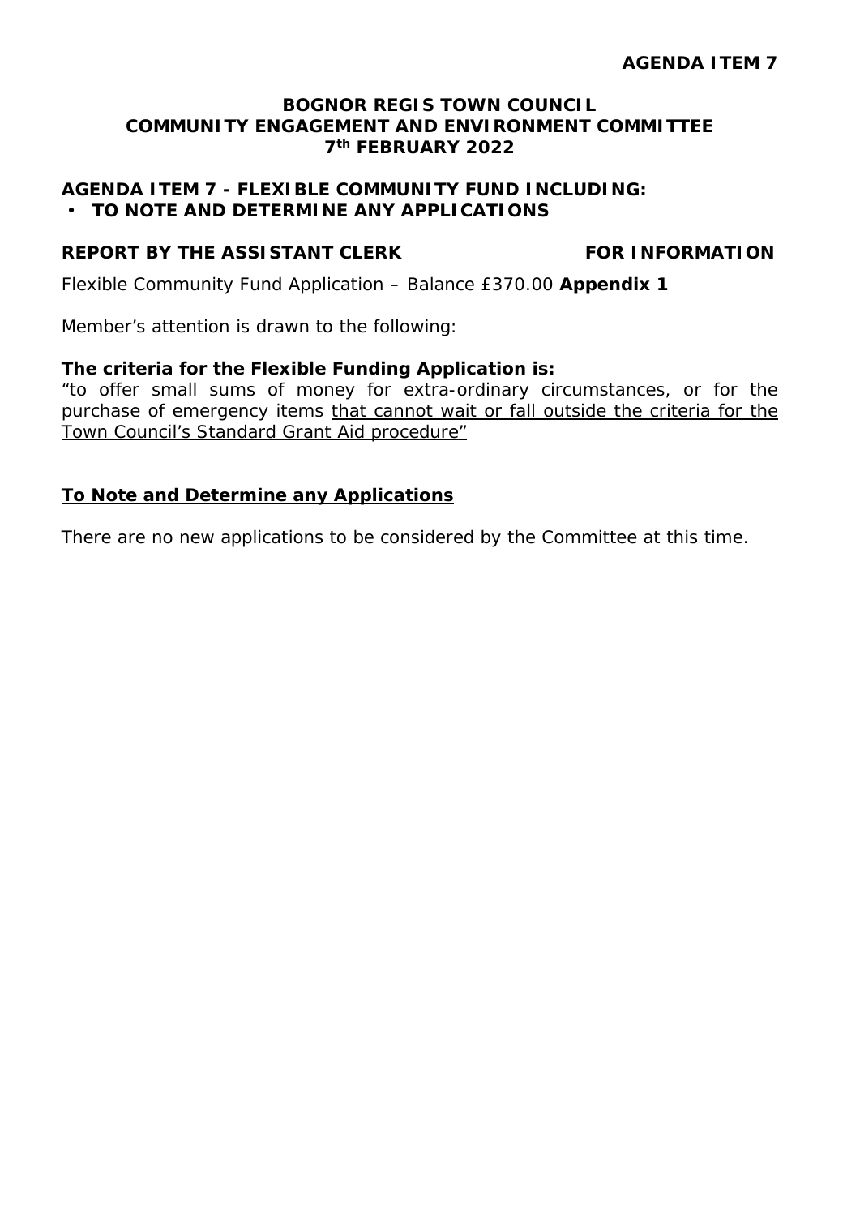**AGENDA ITEM 7**

**BOGNOR REGIS TOWN COUNCIL**
**COMMUNITY ENGAGEMENT AND ENVIRONMENT COMMITTEE**
**7th FEBRUARY 2022**

**AGENDA ITEM 7 - FLEXIBLE COMMUNITY FUND INCLUDING:**

- **TO NOTE AND DETERMINE ANY APPLICATIONS**

**REPORT BY THE ASSISTANT CLERK** **FOR INFORMATION**

Flexible Community Fund Application – Balance £370.00 **Appendix 1**

Member's attention is drawn to the following:

**The criteria for the Flexible Funding Application is:**
"to offer small sums of money for extra-ordinary circumstances, or for the purchase of emergency items <u>that cannot wait or fall outside the criteria for the Town Council's Standard Grant Aid procedure"</u>

**<u>To Note and Determine any Applications</u>**

There are no new applications to be considered by the Committee at this time.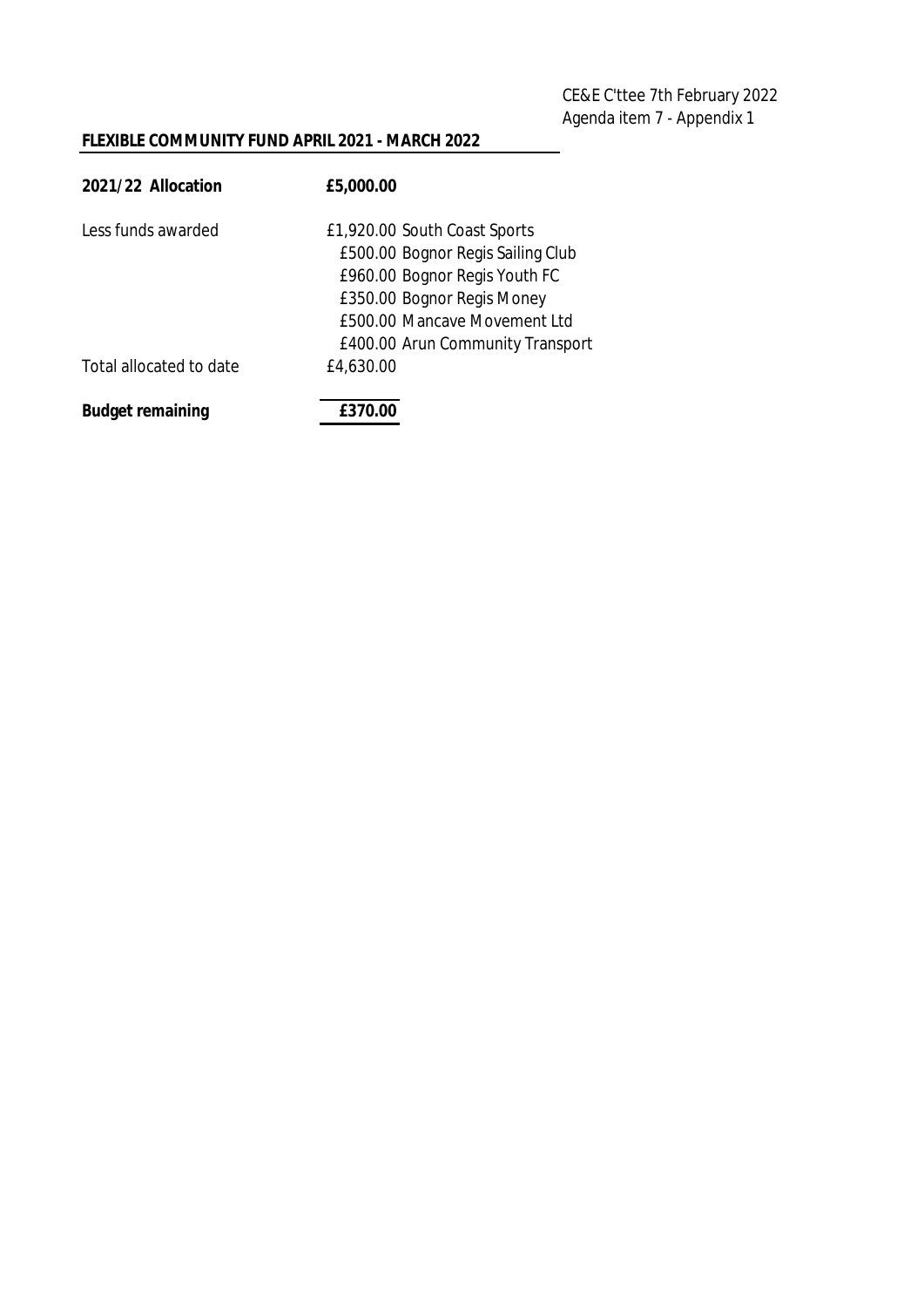CE&E C'ttee 7th February 2022
Agenda item 7 - Appendix 1

**FLEXIBLE COMMUNITY FUND APRIL 2021 - MARCH 2022**

| | | |
|---|---|---|
| **2021/22 Allocation** | **£5,000.00** | |
| Less funds awarded | £1,920.00 | South Coast Sports |
| | £500.00 | Bognor Regis Sailing Club |
| | £960.00 | Bognor Regis Youth FC |
| | £350.00 | Bognor Regis Money |
| | £500.00 | Mancave Movement Ltd |
| | £400.00 | Arun Community Transport |
| Total allocated to date | £4,630.00 | |
| **Budget remaining** | **£370.00** | |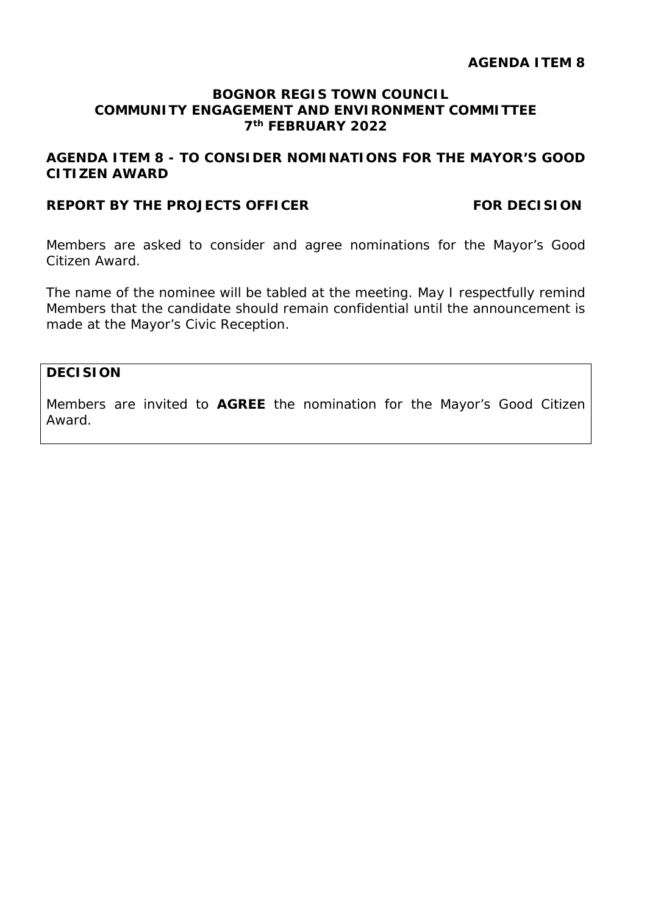**AGENDA ITEM 8**

**BOGNOR REGIS TOWN COUNCIL**
**COMMUNITY ENGAGEMENT AND ENVIRONMENT COMMITTEE**
**7th FEBRUARY 2022**

## AGENDA ITEM 8 - TO CONSIDER NOMINATIONS FOR THE MAYOR'S GOOD CITIZEN AWARD

**REPORT BY THE PROJECTS OFFICER** **FOR DECISION**

Members are asked to consider and agree nominations for the Mayor's Good Citizen Award.

The name of the nominee will be tabled at the meeting. May I respectfully remind Members that the candidate should remain confidential until the announcement is made at the Mayor's Civic Reception.

**DECISION**

Members are invited to **AGREE** the nomination for the Mayor's Good Citizen Award.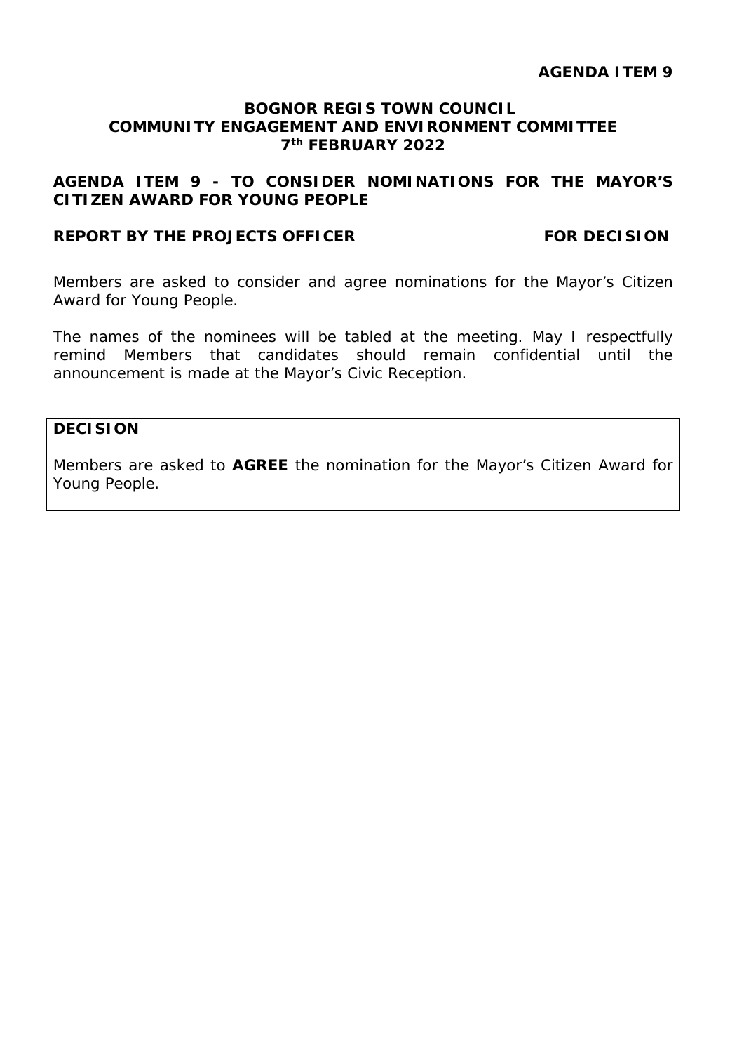**AGENDA ITEM 9**

**BOGNOR REGIS TOWN COUNCIL**
**COMMUNITY ENGAGEMENT AND ENVIRONMENT COMMITTEE**
**7th FEBRUARY 2022**

**AGENDA ITEM 9 - TO CONSIDER NOMINATIONS FOR THE MAYOR'S CITIZEN AWARD FOR YOUNG PEOPLE**

**REPORT BY THE PROJECTS OFFICER** **FOR DECISION**

Members are asked to consider and agree nominations for the Mayor's Citizen Award for Young People.

The names of the nominees will be tabled at the meeting. May I respectfully remind Members that candidates should remain confidential until the announcement is made at the Mayor's Civic Reception.

**DECISION**

Members are asked to **AGREE** the nomination for the Mayor's Citizen Award for Young People.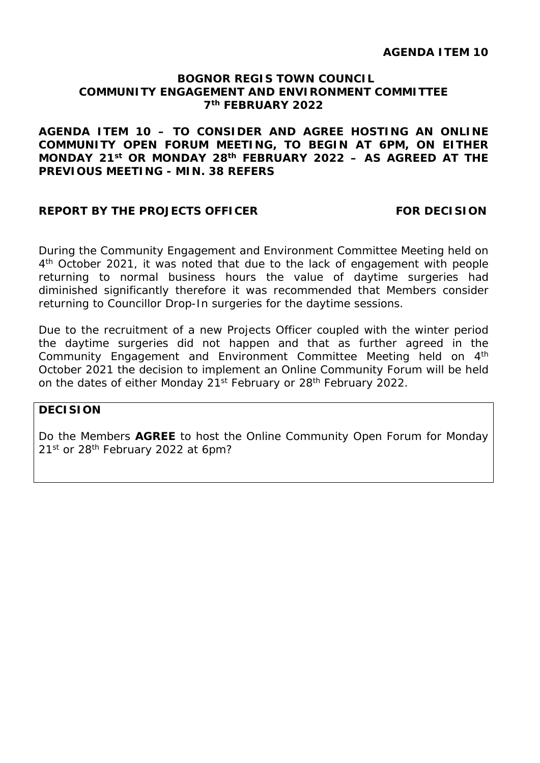**AGENDA ITEM 10**

**BOGNOR REGIS TOWN COUNCIL**
**COMMUNITY ENGAGEMENT AND ENVIRONMENT COMMITTEE**
**7th FEBRUARY 2022**

**AGENDA ITEM 10 – TO CONSIDER AND AGREE HOSTING AN ONLINE COMMUNITY OPEN FORUM MEETING, TO BEGIN AT 6PM, ON EITHER MONDAY 21st OR MONDAY 28th FEBRUARY 2022 – AS AGREED AT THE PREVIOUS MEETING - MIN. 38 REFERS**

**REPORT BY THE PROJECTS OFFICER** **FOR DECISION**

During the Community Engagement and Environment Committee Meeting held on 4th October 2021, it was noted that due to the lack of engagement with people returning to normal business hours the value of daytime surgeries had diminished significantly therefore it was recommended that Members consider returning to Councillor Drop-In surgeries for the daytime sessions.

Due to the recruitment of a new Projects Officer coupled with the winter period the daytime surgeries did not happen and that as further agreed in the Community Engagement and Environment Committee Meeting held on 4th October 2021 the decision to implement an Online Community Forum will be held on the dates of either Monday 21st February or 28th February 2022.

**DECISION**

Do the Members **AGREE** to host the Online Community Open Forum for Monday 21st or 28th February 2022 at 6pm?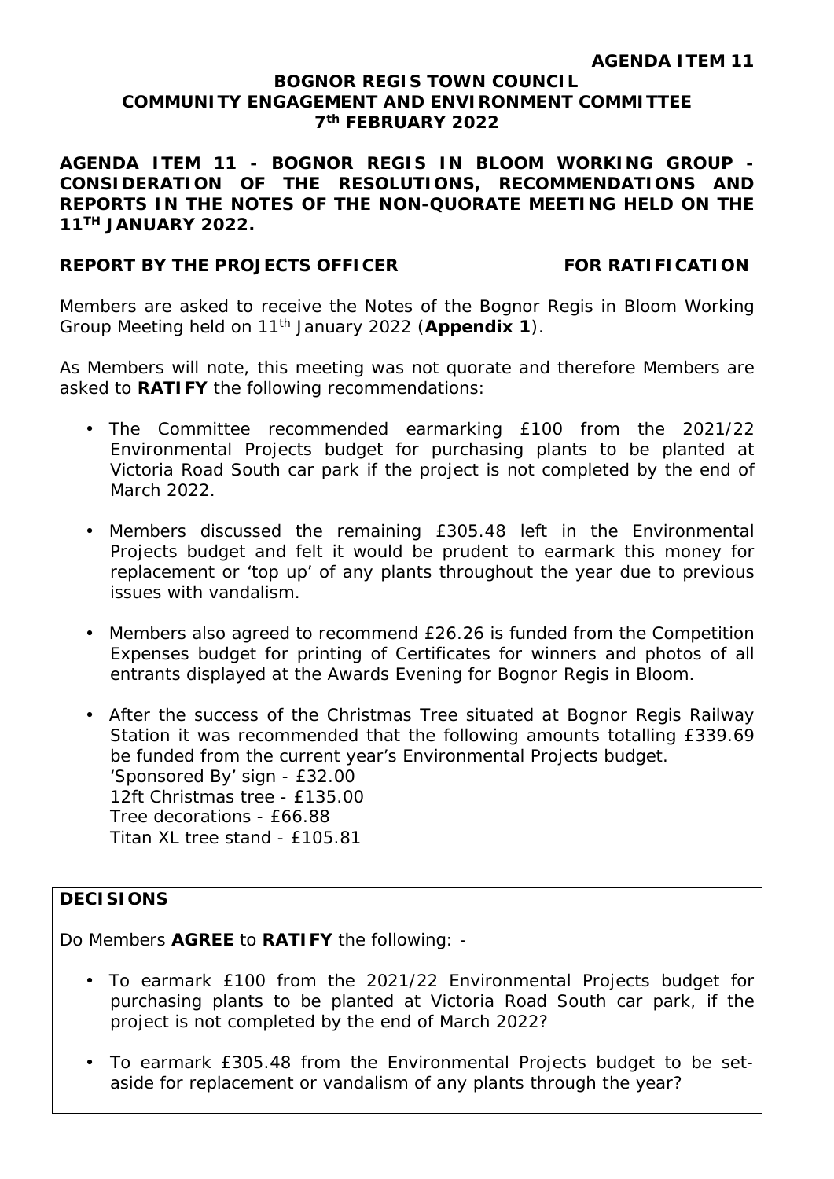**AGENDA ITEM 11**

**BOGNOR REGIS TOWN COUNCIL**
**COMMUNITY ENGAGEMENT AND ENVIRONMENT COMMITTEE**
**7th FEBRUARY 2022**

**AGENDA ITEM 11 - BOGNOR REGIS IN BLOOM WORKING GROUP - CONSIDERATION OF THE RESOLUTIONS, RECOMMENDATIONS AND REPORTS IN THE NOTES OF THE NON-QUORATE MEETING HELD ON THE 11TH JANUARY 2022.**

**REPORT BY THE PROJECTS OFFICER** **FOR RATIFICATION**

Members are asked to receive the Notes of the Bognor Regis in Bloom Working Group Meeting held on 11th January 2022 (**Appendix 1**).

As Members will note, this meeting was not quorate and therefore Members are asked to **RATIFY** the following recommendations:

- The Committee recommended earmarking £100 from the 2021/22 Environmental Projects budget for purchasing plants to be planted at Victoria Road South car park if the project is not completed by the end of March 2022.
- Members discussed the remaining £305.48 left in the Environmental Projects budget and felt it would be prudent to earmark this money for replacement or 'top up' of any plants throughout the year due to previous issues with vandalism.
- Members also agreed to recommend £26.26 is funded from the Competition Expenses budget for printing of Certificates for winners and photos of all entrants displayed at the Awards Evening for Bognor Regis in Bloom.
- After the success of the Christmas Tree situated at Bognor Regis Railway Station it was recommended that the following amounts totalling £339.69 be funded from the current year's Environmental Projects budget.
  'Sponsored By' sign - £32.00
  12ft Christmas tree - £135.00
  Tree decorations - £66.88
  Titan XL tree stand - £105.81

**DECISIONS**

Do Members **AGREE** to **RATIFY** the following: -

- To earmark £100 from the 2021/22 Environmental Projects budget for purchasing plants to be planted at Victoria Road South car park, if the project is not completed by the end of March 2022?
- To earmark £305.48 from the Environmental Projects budget to be set-aside for replacement or vandalism of any plants through the year?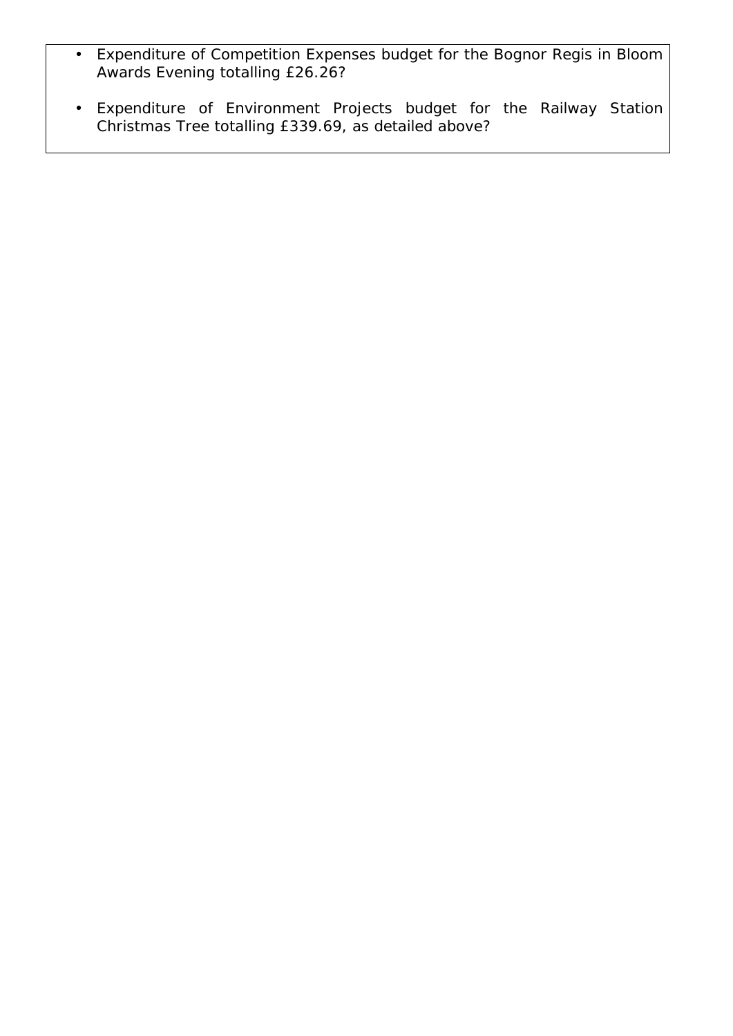- Expenditure of Competition Expenses budget for the Bognor Regis in Bloom Awards Evening totalling £26.26?
- Expenditure of Environment Projects budget for the Railway Station Christmas Tree totalling £339.69, as detailed above?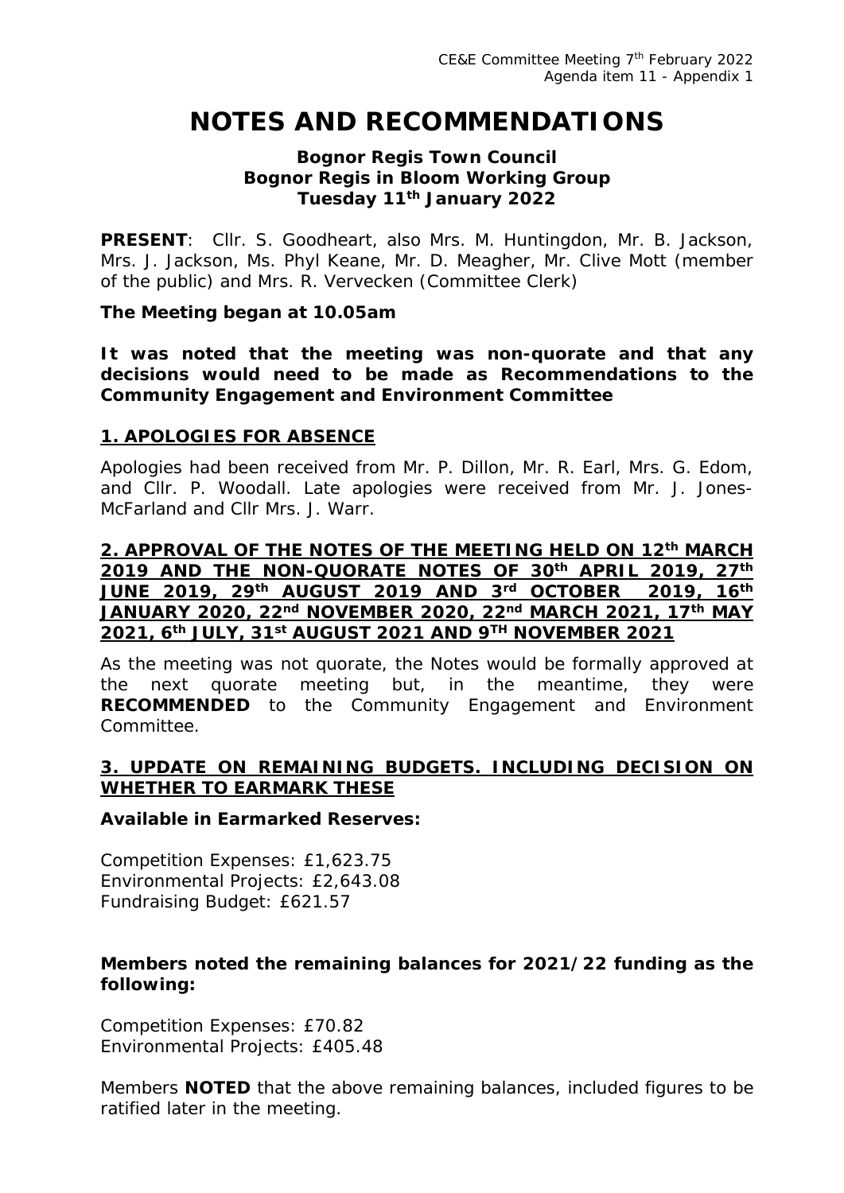CE&E Committee Meeting 7th February 2022
Agenda item 11 - Appendix 1

# NOTES AND RECOMMENDATIONS

**Bognor Regis Town Council**
**Bognor Regis in Bloom Working Group**
**Tuesday 11th January 2022**

**PRESENT**: Cllr. S. Goodheart, also Mrs. M. Huntingdon, Mr. B. Jackson, Mrs. J. Jackson, Ms. Phyl Keane, Mr. D. Meagher, Mr. Clive Mott (member of the public) and Mrs. R. Vervecken (Committee Clerk)

**The Meeting began at 10.05am**

**It was noted that the meeting was non-quorate and that any decisions would need to be made as Recommendations to the Community Engagement and Environment Committee**

## 1. APOLOGIES FOR ABSENCE

Apologies had been received from Mr. P. Dillon, Mr. R. Earl, Mrs. G. Edom, and Cllr. P. Woodall. Late apologies were received from Mr. J. Jones-McFarland and Cllr Mrs. J. Warr.

## 2. APPROVAL OF THE NOTES OF THE MEETING HELD ON 12th MARCH 2019 AND THE NON-QUORATE NOTES OF 30th APRIL 2019, 27th JUNE 2019, 29th AUGUST 2019 AND 3rd OCTOBER 2019, 16th JANUARY 2020, 22nd NOVEMBER 2020, 22nd MARCH 2021, 17th MAY 2021, 6th JULY, 31st AUGUST 2021 AND 9TH NOVEMBER 2021

As the meeting was not quorate, the Notes would be formally approved at the next quorate meeting but, in the meantime, they were **RECOMMENDED** to the Community Engagement and Environment Committee.

## 3. UPDATE ON REMAINING BUDGETS. INCLUDING DECISION ON WHETHER TO EARMARK THESE

**Available in Earmarked Reserves:**

Competition Expenses: £1,623.75
Environmental Projects: £2,643.08
Fundraising Budget: £621.57

**Members noted the remaining balances for 2021/22 funding as the following:**

Competition Expenses: £70.82
Environmental Projects: £405.48

Members **NOTED** that the above remaining balances, included figures to be ratified later in the meeting.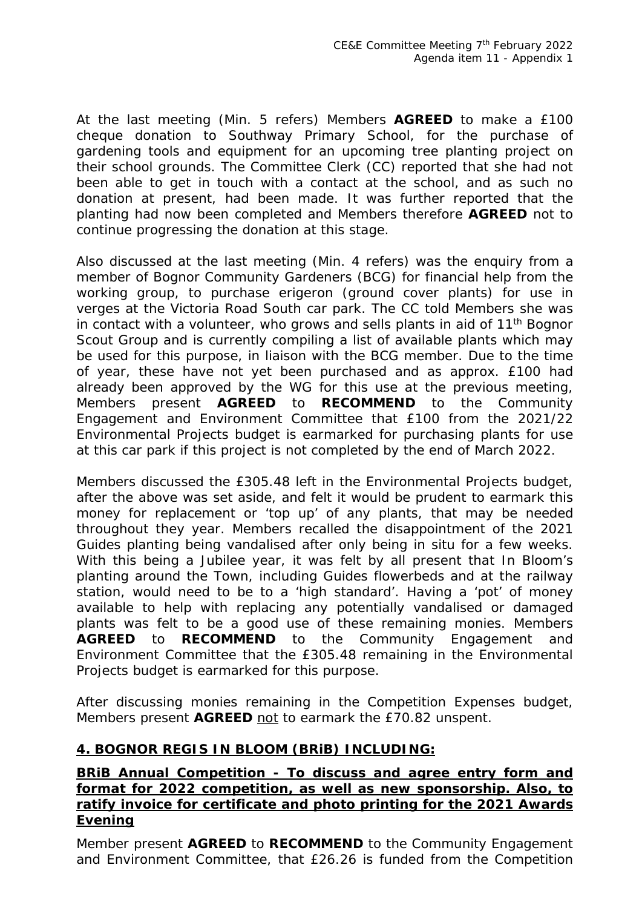At the last meeting (Min. 5 refers) Members **AGREED** to make a £100 cheque donation to Southway Primary School, for the purchase of gardening tools and equipment for an upcoming tree planting project on their school grounds. The Committee Clerk (CC) reported that she had not been able to get in touch with a contact at the school, and as such no donation at present, had been made. It was further reported that the planting had now been completed and Members therefore **AGREED** not to continue progressing the donation at this stage.

Also discussed at the last meeting (Min. 4 refers) was the enquiry from a member of Bognor Community Gardeners (BCG) for financial help from the working group, to purchase erigeron (ground cover plants) for use in verges at the Victoria Road South car park. The CC told Members she was in contact with a volunteer, who grows and sells plants in aid of 11th Bognor Scout Group and is currently compiling a list of available plants which may be used for this purpose, in liaison with the BCG member. Due to the time of year, these have not yet been purchased and as approx. £100 had already been approved by the WG for this use at the previous meeting, Members present **AGREED** to **RECOMMEND** to the Community Engagement and Environment Committee that £100 from the 2021/22 Environmental Projects budget is earmarked for purchasing plants for use at this car park if this project is not completed by the end of March 2022.

Members discussed the £305.48 left in the Environmental Projects budget, after the above was set aside, and felt it would be prudent to earmark this money for replacement or 'top up' of any plants, that may be needed throughout they year. Members recalled the disappointment of the 2021 Guides planting being vandalised after only being in situ for a few weeks. With this being a Jubilee year, it was felt by all present that In Bloom's planting around the Town, including Guides flowerbeds and at the railway station, would need to be to a 'high standard'. Having a 'pot' of money available to help with replacing any potentially vandalised or damaged plants was felt to be a good use of these remaining monies. Members **AGREED** to **RECOMMEND** to the Community Engagement and Environment Committee that the £305.48 remaining in the Environmental Projects budget is earmarked for this purpose.

After discussing monies remaining in the Competition Expenses budget, Members present **AGREED** not to earmark the £70.82 unspent.

## 4. BOGNOR REGIS IN BLOOM (BRiB) INCLUDING:

### BRiB Annual Competition - To discuss and agree entry form and format for 2022 competition, as well as new sponsorship. Also, to ratify invoice for certificate and photo printing for the 2021 Awards Evening

Member present **AGREED** to **RECOMMEND** to the Community Engagement and Environment Committee, that £26.26 is funded from the Competition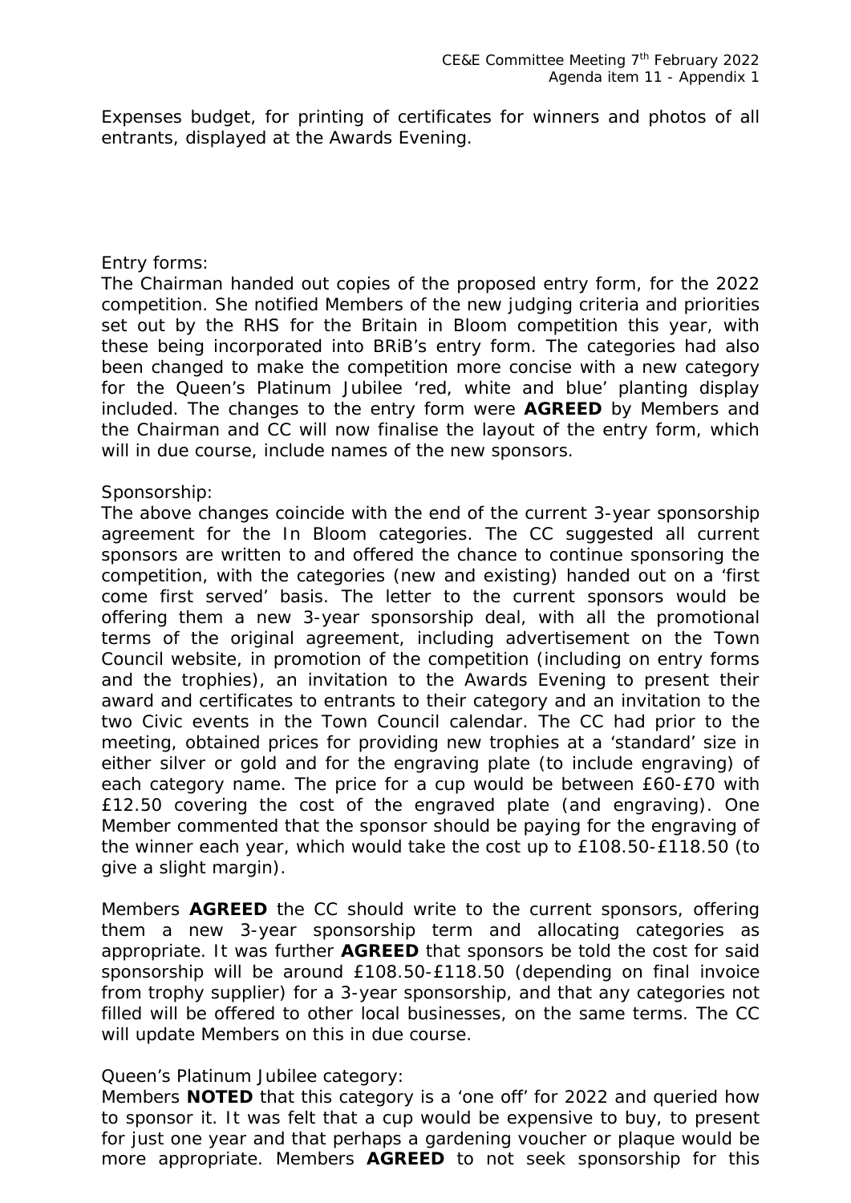Expenses budget, for printing of certificates for winners and photos of all entrants, displayed at the Awards Evening.

Entry forms:
The Chairman handed out copies of the proposed entry form, for the 2022 competition. She notified Members of the new judging criteria and priorities set out by the RHS for the Britain in Bloom competition this year, with these being incorporated into BRiB's entry form. The categories had also been changed to make the competition more concise with a new category for the Queen's Platinum Jubilee 'red, white and blue' planting display included. The changes to the entry form were **AGREED** by Members and the Chairman and CC will now finalise the layout of the entry form, which will in due course, include names of the new sponsors.

Sponsorship:
The above changes coincide with the end of the current 3-year sponsorship agreement for the In Bloom categories. The CC suggested all current sponsors are written to and offered the chance to continue sponsoring the competition, with the categories (new and existing) handed out on a 'first come first served' basis. The letter to the current sponsors would be offering them a new 3-year sponsorship deal, with all the promotional terms of the original agreement, including advertisement on the Town Council website, in promotion of the competition (including on entry forms and the trophies), an invitation to the Awards Evening to present their award and certificates to entrants to their category and an invitation to the two Civic events in the Town Council calendar. The CC had prior to the meeting, obtained prices for providing new trophies at a 'standard' size in either silver or gold and for the engraving plate (to include engraving) of each category name. The price for a cup would be between £60-£70 with £12.50 covering the cost of the engraved plate (and engraving). One Member commented that the sponsor should be paying for the engraving of the winner each year, which would take the cost up to £108.50-£118.50 (to give a slight margin).

Members **AGREED** the CC should write to the current sponsors, offering them a new 3-year sponsorship term and allocating categories as appropriate. It was further **AGREED** that sponsors be told the cost for said sponsorship will be around £108.50-£118.50 (depending on final invoice from trophy supplier) for a 3-year sponsorship, and that any categories not filled will be offered to other local businesses, on the same terms. The CC will update Members on this in due course.

Queen's Platinum Jubilee category:
Members **NOTED** that this category is a 'one off' for 2022 and queried how to sponsor it. It was felt that a cup would be expensive to buy, to present for just one year and that perhaps a gardening voucher or plaque would be more appropriate. Members **AGREED** to not seek sponsorship for this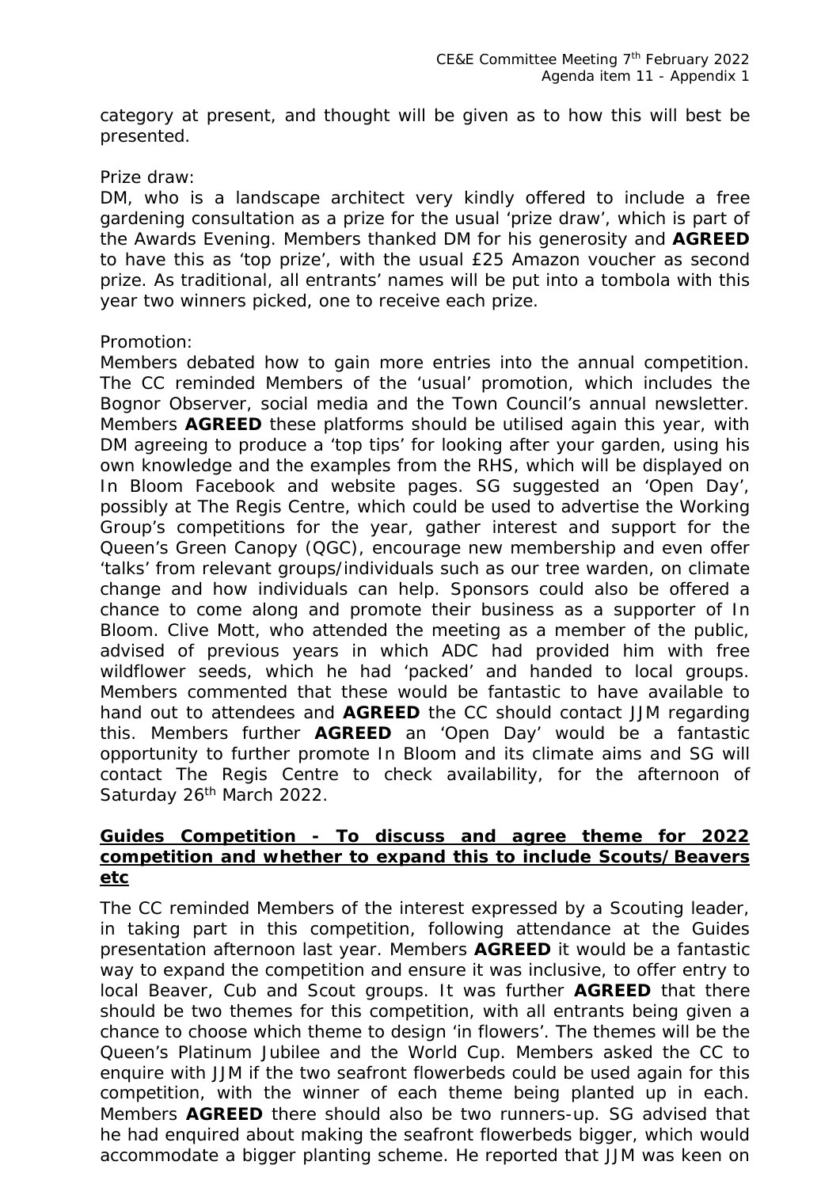category at present, and thought will be given as to how this will best be presented.

Prize draw:
DM, who is a landscape architect very kindly offered to include a free gardening consultation as a prize for the usual 'prize draw', which is part of the Awards Evening. Members thanked DM for his generosity and **AGREED** to have this as 'top prize', with the usual £25 Amazon voucher as second prize. As traditional, all entrants' names will be put into a tombola with this year two winners picked, one to receive each prize.

Promotion:
Members debated how to gain more entries into the annual competition. The CC reminded Members of the 'usual' promotion, which includes the Bognor Observer, social media and the Town Council's annual newsletter. Members **AGREED** these platforms should be utilised again this year, with DM agreeing to produce a 'top tips' for looking after your garden, using his own knowledge and the examples from the RHS, which will be displayed on In Bloom Facebook and website pages. SG suggested an 'Open Day', possibly at The Regis Centre, which could be used to advertise the Working Group's competitions for the year, gather interest and support for the Queen's Green Canopy (QGC), encourage new membership and even offer 'talks' from relevant groups/individuals such as our tree warden, on climate change and how individuals can help. Sponsors could also be offered a chance to come along and promote their business as a supporter of In Bloom. Clive Mott, who attended the meeting as a member of the public, advised of previous years in which ADC had provided him with free wildflower seeds, which he had 'packed' and handed to local groups. Members commented that these would be fantastic to have available to hand out to attendees and **AGREED** the CC should contact JJM regarding this. Members further **AGREED** an 'Open Day' would be a fantastic opportunity to further promote In Bloom and its climate aims and SG will contact The Regis Centre to check availability, for the afternoon of Saturday 26th March 2022.

**Guides Competition - To discuss and agree theme for 2022 competition and whether to expand this to include Scouts/Beavers etc**

The CC reminded Members of the interest expressed by a Scouting leader, in taking part in this competition, following attendance at the Guides presentation afternoon last year. Members **AGREED** it would be a fantastic way to expand the competition and ensure it was inclusive, to offer entry to local Beaver, Cub and Scout groups. It was further **AGREED** that there should be two themes for this competition, with all entrants being given a chance to choose which theme to design 'in flowers'. The themes will be the Queen's Platinum Jubilee and the World Cup. Members asked the CC to enquire with JJM if the two seafront flowerbeds could be used again for this competition, with the winner of each theme being planted up in each. Members **AGREED** there should also be two runners-up. SG advised that he had enquired about making the seafront flowerbeds bigger, which would accommodate a bigger planting scheme. He reported that JJM was keen on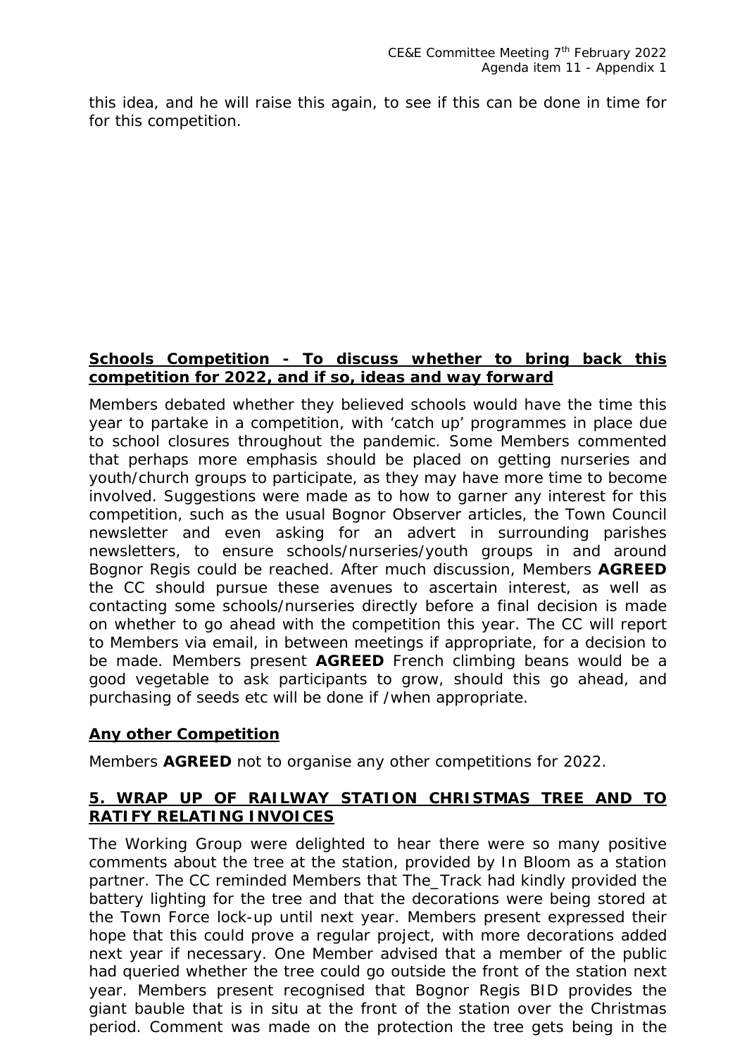this idea, and he will raise this again, to see if this can be done in time for for this competition.

**Schools Competition - To discuss whether to bring back this competition for 2022, and if so, ideas and way forward**

Members debated whether they believed schools would have the time this year to partake in a competition, with 'catch up' programmes in place due to school closures throughout the pandemic. Some Members commented that perhaps more emphasis should be placed on getting nurseries and youth/church groups to participate, as they may have more time to become involved. Suggestions were made as to how to garner any interest for this competition, such as the usual Bognor Observer articles, the Town Council newsletter and even asking for an advert in surrounding parishes newsletters, to ensure schools/nurseries/youth groups in and around Bognor Regis could be reached. After much discussion, Members **AGREED** the CC should pursue these avenues to ascertain interest, as well as contacting some schools/nurseries directly before a final decision is made on whether to go ahead with the competition this year. The CC will report to Members via email, in between meetings if appropriate, for a decision to be made. Members present **AGREED** French climbing beans would be a good vegetable to ask participants to grow, should this go ahead, and purchasing of seeds etc will be done if /when appropriate.

**Any other Competition**

Members **AGREED** not to organise any other competitions for 2022.

**5. WRAP UP OF RAILWAY STATION CHRISTMAS TREE AND TO RATIFY RELATING INVOICES**

The Working Group were delighted to hear there were so many positive comments about the tree at the station, provided by In Bloom as a station partner. The CC reminded Members that The_Track had kindly provided the battery lighting for the tree and that the decorations were being stored at the Town Force lock-up until next year. Members present expressed their hope that this could prove a regular project, with more decorations added next year if necessary. One Member advised that a member of the public had queried whether the tree could go outside the front of the station next year. Members present recognised that Bognor Regis BID provides the giant bauble that is in situ at the front of the station over the Christmas period. Comment was made on the protection the tree gets being in the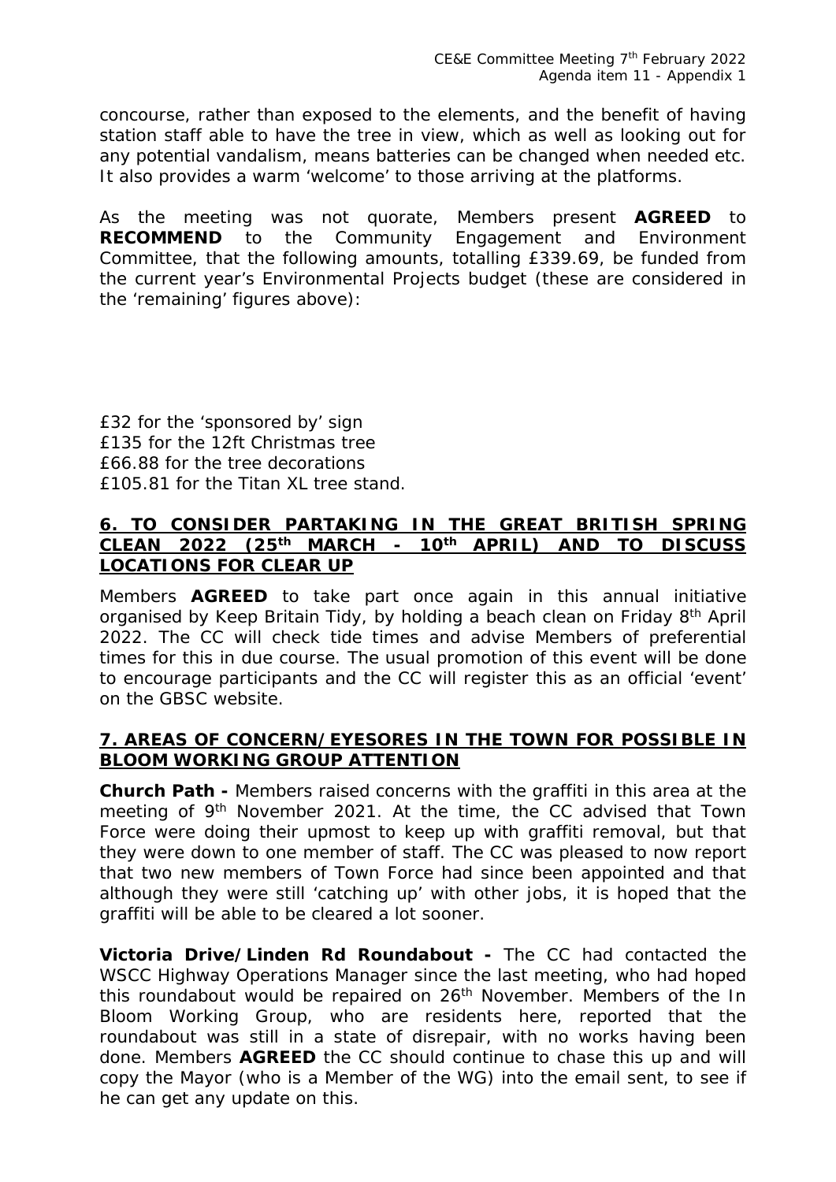concourse, rather than exposed to the elements, and the benefit of having station staff able to have the tree in view, which as well as looking out for any potential vandalism, means batteries can be changed when needed etc. It also provides a warm 'welcome' to those arriving at the platforms.

As the meeting was not quorate, Members present **AGREED** to **RECOMMEND** to the Community Engagement and Environment Committee, that the following amounts, totalling £339.69, be funded from the current year's Environmental Projects budget (these are considered in the 'remaining' figures above):

£32 for the 'sponsored by' sign
£135 for the 12ft Christmas tree
£66.88 for the tree decorations
£105.81 for the Titan XL tree stand.

## 6. TO CONSIDER PARTAKING IN THE GREAT BRITISH SPRING CLEAN 2022 (25th MARCH - 10th APRIL) AND TO DISCUSS LOCATIONS FOR CLEAR UP

Members **AGREED** to take part once again in this annual initiative organised by Keep Britain Tidy, by holding a beach clean on Friday 8th April 2022. The CC will check tide times and advise Members of preferential times for this in due course. The usual promotion of this event will be done to encourage participants and the CC will register this as an official 'event' on the GBSC website.

## 7. AREAS OF CONCERN/EYESORES IN THE TOWN FOR POSSIBLE IN BLOOM WORKING GROUP ATTENTION

**Church Path -** Members raised concerns with the graffiti in this area at the meeting of 9th November 2021. At the time, the CC advised that Town Force were doing their upmost to keep up with graffiti removal, but that they were down to one member of staff. The CC was pleased to now report that two new members of Town Force had since been appointed and that although they were still 'catching up' with other jobs, it is hoped that the graffiti will be able to be cleared a lot sooner.

**Victoria Drive/Linden Rd Roundabout -** The CC had contacted the WSCC Highway Operations Manager since the last meeting, who had hoped this roundabout would be repaired on 26th November. Members of the In Bloom Working Group, who are residents here, reported that the roundabout was still in a state of disrepair, with no works having been done. Members **AGREED** the CC should continue to chase this up and will copy the Mayor (who is a Member of the WG) into the email sent, to see if he can get any update on this.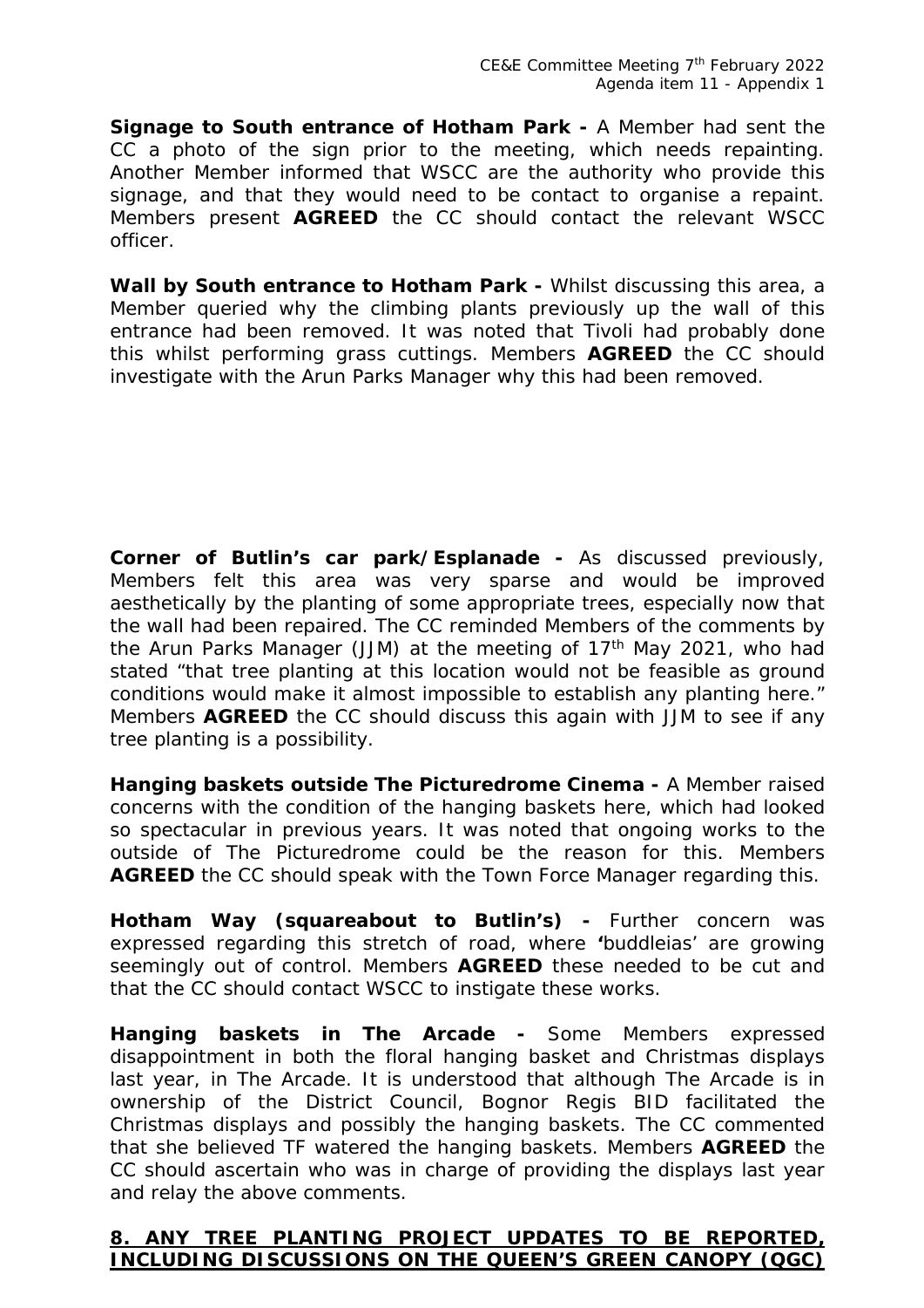**Signage to South entrance of Hotham Park -** A Member had sent the CC a photo of the sign prior to the meeting, which needs repainting. Another Member informed that WSCC are the authority who provide this signage, and that they would need to be contact to organise a repaint. Members present **AGREED** the CC should contact the relevant WSCC officer.

**Wall by South entrance to Hotham Park -** Whilst discussing this area, a Member queried why the climbing plants previously up the wall of this entrance had been removed. It was noted that Tivoli had probably done this whilst performing grass cuttings. Members **AGREED** the CC should investigate with the Arun Parks Manager why this had been removed.

**Corner of Butlin's car park/Esplanade -** As discussed previously, Members felt this area was very sparse and would be improved aesthetically by the planting of some appropriate trees, especially now that the wall had been repaired. The CC reminded Members of the comments by the Arun Parks Manager (JJM) at the meeting of 17th May 2021, who had stated "that tree planting at this location would not be feasible as ground conditions would make it almost impossible to establish any planting here." Members **AGREED** the CC should discuss this again with JJM to see if any tree planting is a possibility.

**Hanging baskets outside The Picturedrome Cinema -** A Member raised concerns with the condition of the hanging baskets here, which had looked so spectacular in previous years. It was noted that ongoing works to the outside of The Picturedrome could be the reason for this. Members **AGREED** the CC should speak with the Town Force Manager regarding this.

**Hotham Way (squareabout to Butlin's) -** Further concern was expressed regarding this stretch of road, where 'buddleias' are growing seemingly out of control. Members **AGREED** these needed to be cut and that the CC should contact WSCC to instigate these works.

**Hanging baskets in The Arcade -** Some Members expressed disappointment in both the floral hanging basket and Christmas displays last year, in The Arcade. It is understood that although The Arcade is in ownership of the District Council, Bognor Regis BID facilitated the Christmas displays and possibly the hanging baskets. The CC commented that she believed TF watered the hanging baskets. Members **AGREED** the CC should ascertain who was in charge of providing the displays last year and relay the above comments.

## 8. ANY TREE PLANTING PROJECT UPDATES TO BE REPORTED, INCLUDING DISCUSSIONS ON THE QUEEN'S GREEN CANOPY (QGC)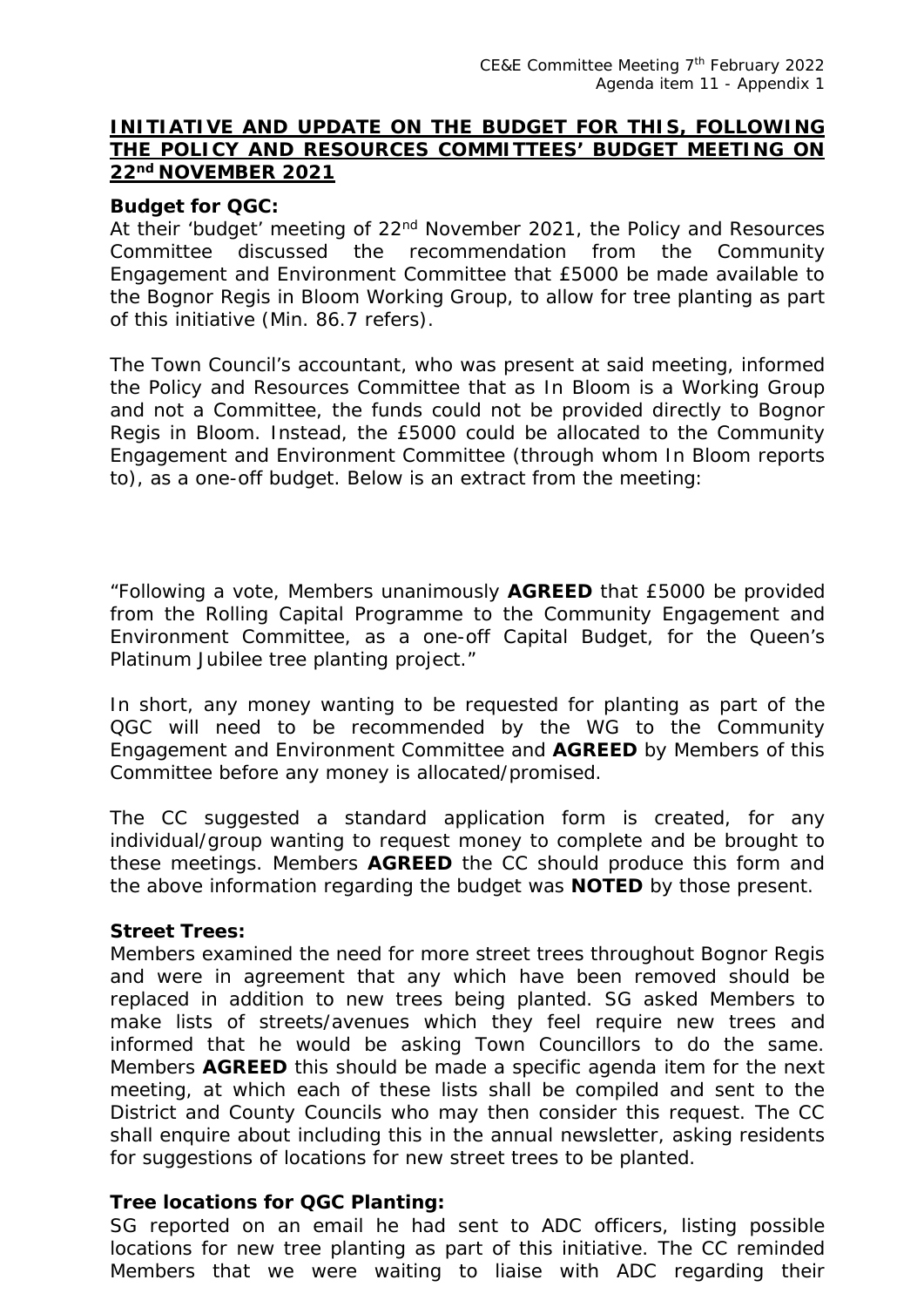**INITIATIVE AND UPDATE ON THE BUDGET FOR THIS, FOLLOWING THE POLICY AND RESOURCES COMMITTEES' BUDGET MEETING ON 22nd NOVEMBER 2021**

**Budget for QGC:**

At their 'budget' meeting of 22nd November 2021, the Policy and Resources Committee discussed the recommendation from the Community Engagement and Environment Committee that £5000 be made available to the Bognor Regis in Bloom Working Group, to allow for tree planting as part of this initiative (Min. 86.7 refers).

The Town Council's accountant, who was present at said meeting, informed the Policy and Resources Committee that as In Bloom is a Working Group and not a Committee, the funds could not be provided directly to Bognor Regis in Bloom. Instead, the £5000 could be allocated to the Community Engagement and Environment Committee (through whom In Bloom reports to), as a one-off budget. Below is an extract from the meeting:

"Following a vote, Members unanimously **AGREED** that £5000 be provided from the Rolling Capital Programme to the Community Engagement and Environment Committee, as a one-off Capital Budget, for the Queen's Platinum Jubilee tree planting project."

In short, any money wanting to be requested for planting as part of the QGC will need to be recommended by the WG to the Community Engagement and Environment Committee and **AGREED** by Members of this Committee before any money is allocated/promised.

The CC suggested a standard application form is created, for any individual/group wanting to request money to complete and be brought to these meetings. Members **AGREED** the CC should produce this form and the above information regarding the budget was **NOTED** by those present.

**Street Trees:**

Members examined the need for more street trees throughout Bognor Regis and were in agreement that any which have been removed should be replaced in addition to new trees being planted. SG asked Members to make lists of streets/avenues which they feel require new trees and informed that he would be asking Town Councillors to do the same. Members **AGREED** this should be made a specific agenda item for the next meeting, at which each of these lists shall be compiled and sent to the District and County Councils who may then consider this request. The CC shall enquire about including this in the annual newsletter, asking residents for suggestions of locations for new street trees to be planted.

**Tree locations for QGC Planting:**

SG reported on an email he had sent to ADC officers, listing possible locations for new tree planting as part of this initiative. The CC reminded Members that we were waiting to liaise with ADC regarding their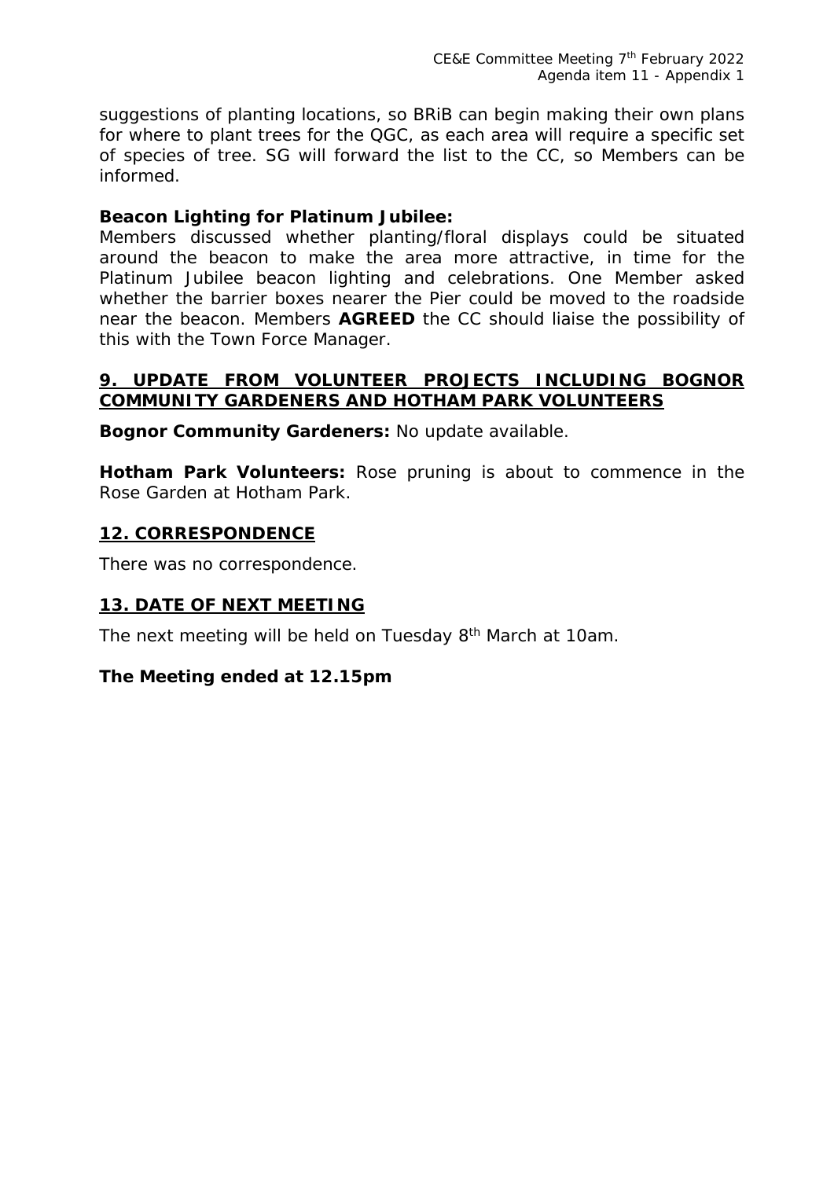suggestions of planting locations, so BRiB can begin making their own plans for where to plant trees for the QGC, as each area will require a specific set of species of tree. SG will forward the list to the CC, so Members can be informed.

**Beacon Lighting for Platinum Jubilee:**
Members discussed whether planting/floral displays could be situated around the beacon to make the area more attractive, in time for the Platinum Jubilee beacon lighting and celebrations. One Member asked whether the barrier boxes nearer the Pier could be moved to the roadside near the beacon. Members **AGREED** the CC should liaise the possibility of this with the Town Force Manager.

## **9. UPDATE FROM VOLUNTEER PROJECTS INCLUDING BOGNOR COMMUNITY GARDENERS AND HOTHAM PARK VOLUNTEERS**

**Bognor Community Gardeners:** No update available.

**Hotham Park Volunteers:** Rose pruning is about to commence in the Rose Garden at Hotham Park.

## **12. CORRESPONDENCE**

There was no correspondence.

## **13. DATE OF NEXT MEETING**

The next meeting will be held on Tuesday 8th March at 10am.

**The Meeting ended at 12.15pm**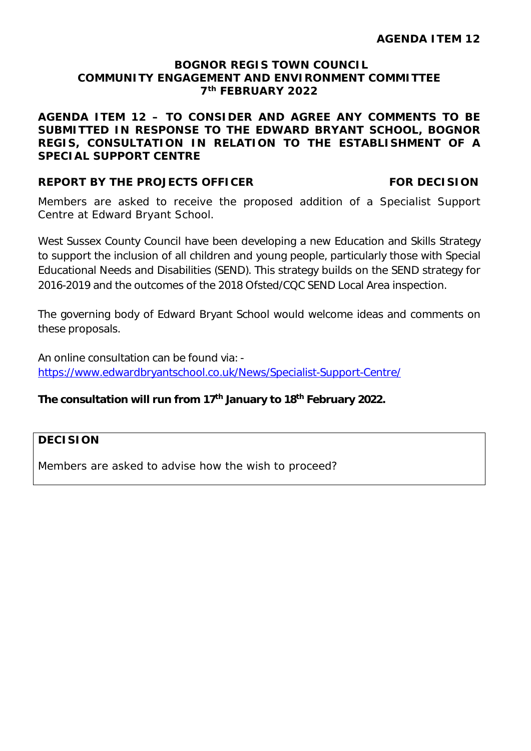**AGENDA ITEM 12**

**BOGNOR REGIS TOWN COUNCIL**
**COMMUNITY ENGAGEMENT AND ENVIRONMENT COMMITTEE**
**7th FEBRUARY 2022**

**AGENDA ITEM 12 – TO CONSIDER AND AGREE ANY COMMENTS TO BE SUBMITTED IN RESPONSE TO THE EDWARD BRYANT SCHOOL, BOGNOR REGIS, CONSULTATION IN RELATION TO THE ESTABLISHMENT OF A SPECIAL SUPPORT CENTRE**

**REPORT BY THE PROJECTS OFFICER** **FOR DECISION**

Members are asked to receive the proposed addition of a Specialist Support Centre at Edward Bryant School.

West Sussex County Council have been developing a new Education and Skills Strategy to support the inclusion of all children and young people, particularly those with Special Educational Needs and Disabilities (SEND). This strategy builds on the SEND strategy for 2016-2019 and the outcomes of the 2018 Ofsted/CQC SEND Local Area inspection.

The governing body of Edward Bryant School would welcome ideas and comments on these proposals.

An online consultation can be found via: -
https://www.edwardbryantschool.co.uk/News/Specialist-Support-Centre/

**The consultation will run from 17th January to 18th February 2022.**

| **DECISION** |
|---|
| Members are asked to advise how the wish to proceed? |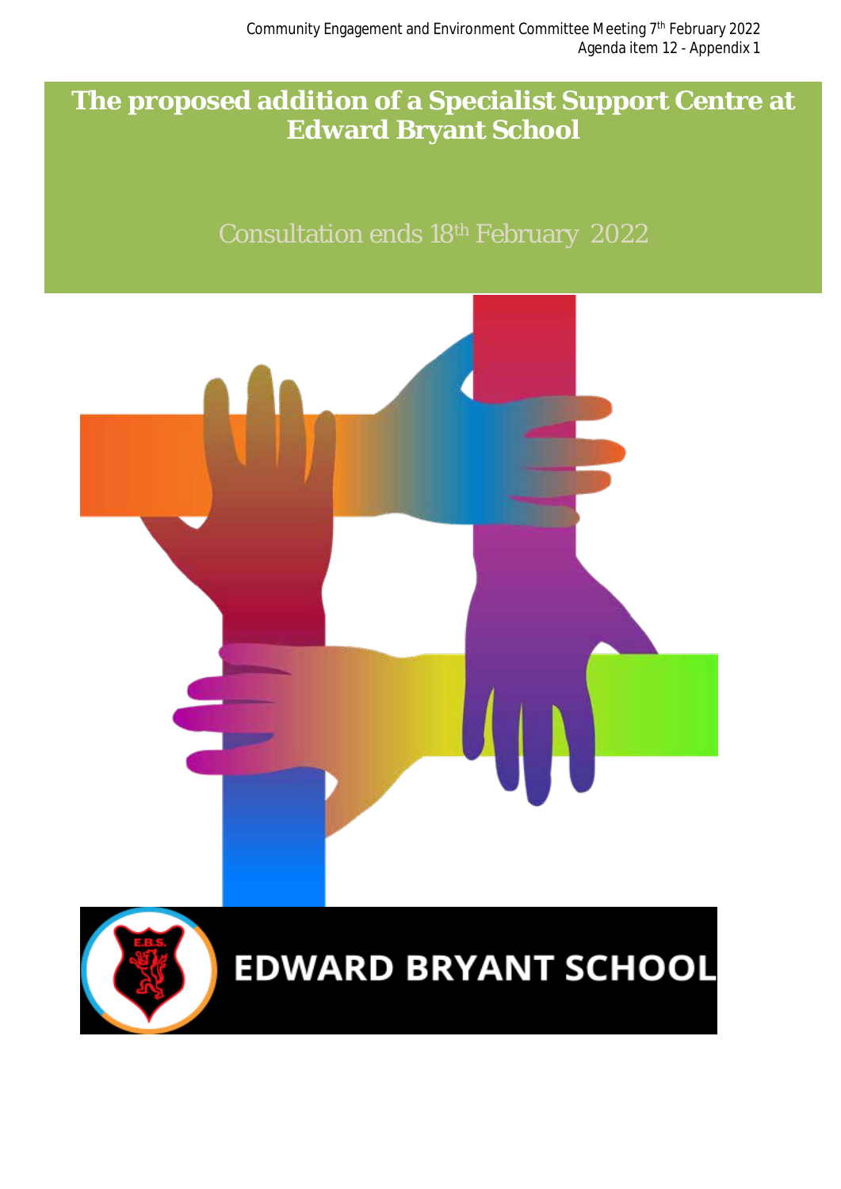Community Engagement and Environment Committee Meeting 7th February 2022
Agenda item 12 - Appendix 1

# The proposed addition of a Specialist Support Centre at Edward Bryant School

Consultation ends 18th February 2022

EDWARD BRYANT SCHOOL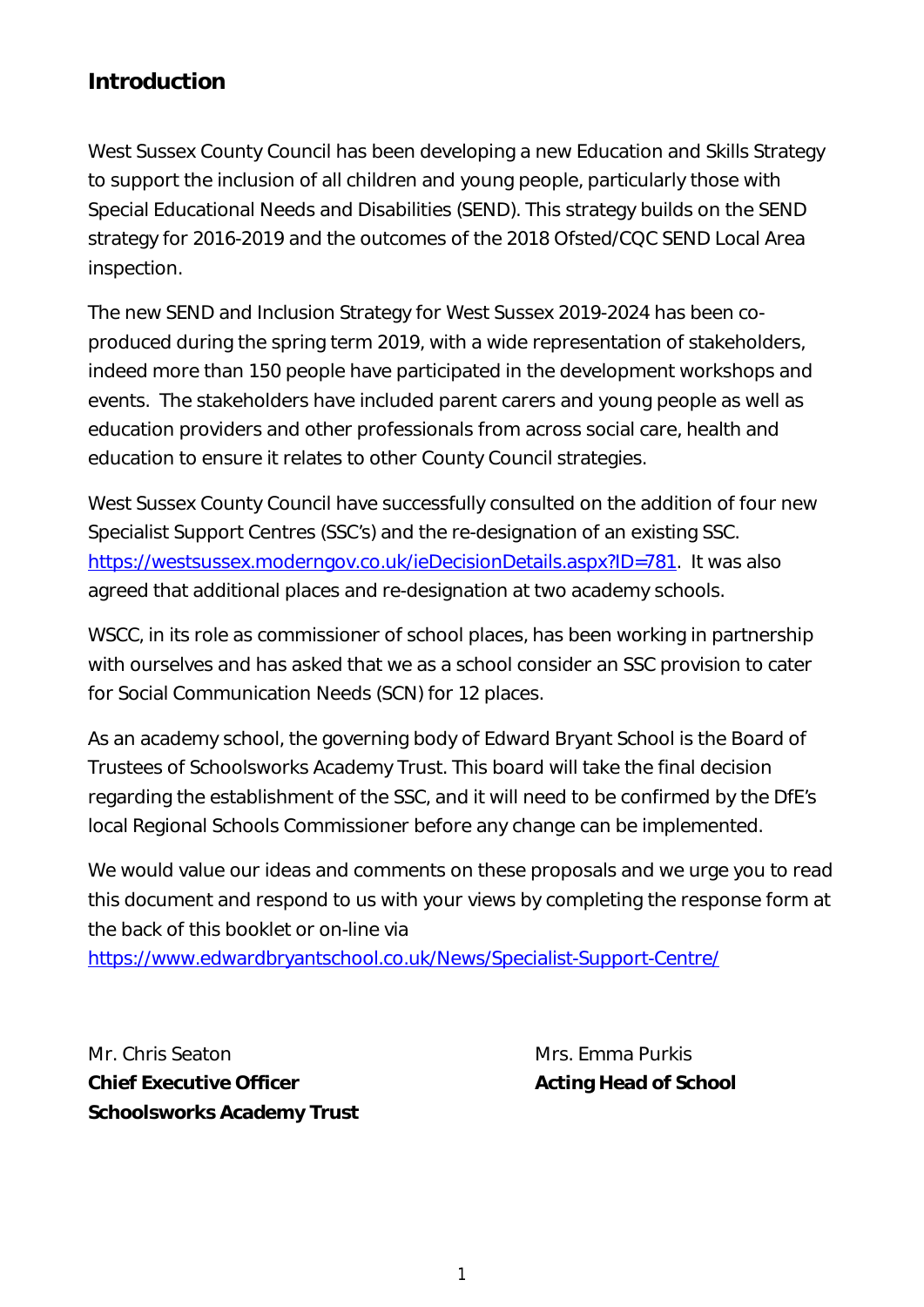## Introduction

West Sussex County Council has been developing a new Education and Skills Strategy to support the inclusion of all children and young people, particularly those with Special Educational Needs and Disabilities (SEND). This strategy builds on the SEND strategy for 2016-2019 and the outcomes of the 2018 Ofsted/CQC SEND Local Area inspection.

The new SEND and Inclusion Strategy for West Sussex 2019-2024 has been co-produced during the spring term 2019, with a wide representation of stakeholders, indeed more than 150 people have participated in the development workshops and events. The stakeholders have included parent carers and young people as well as education providers and other professionals from across social care, health and education to ensure it relates to other County Council strategies.

West Sussex County Council have successfully consulted on the addition of four new Specialist Support Centres (SSC's) and the re-designation of an existing SSC. https://westsussex.moderngov.co.uk/ieDecisionDetails.aspx?ID=781. It was also agreed that additional places and re-designation at two academy schools.

WSCC, in its role as commissioner of school places, has been working in partnership with ourselves and has asked that we as a school consider an SSC provision to cater for Social Communication Needs (SCN) for 12 places.

As an academy school, the governing body of Edward Bryant School is the Board of Trustees of Schoolsworks Academy Trust. This board will take the final decision regarding the establishment of the SSC, and it will need to be confirmed by the DfE's local Regional Schools Commissioner before any change can be implemented.

We would value our ideas and comments on these proposals and we urge you to read this document and respond to us with your views by completing the response form at the back of this booklet or on-line via https://www.edwardbryantschool.co.uk/News/Specialist-Support-Centre/

Mr. Chris Seaton
**Chief Executive Officer**
**Schoolsworks Academy Trust**

Mrs. Emma Purkis
**Acting Head of School**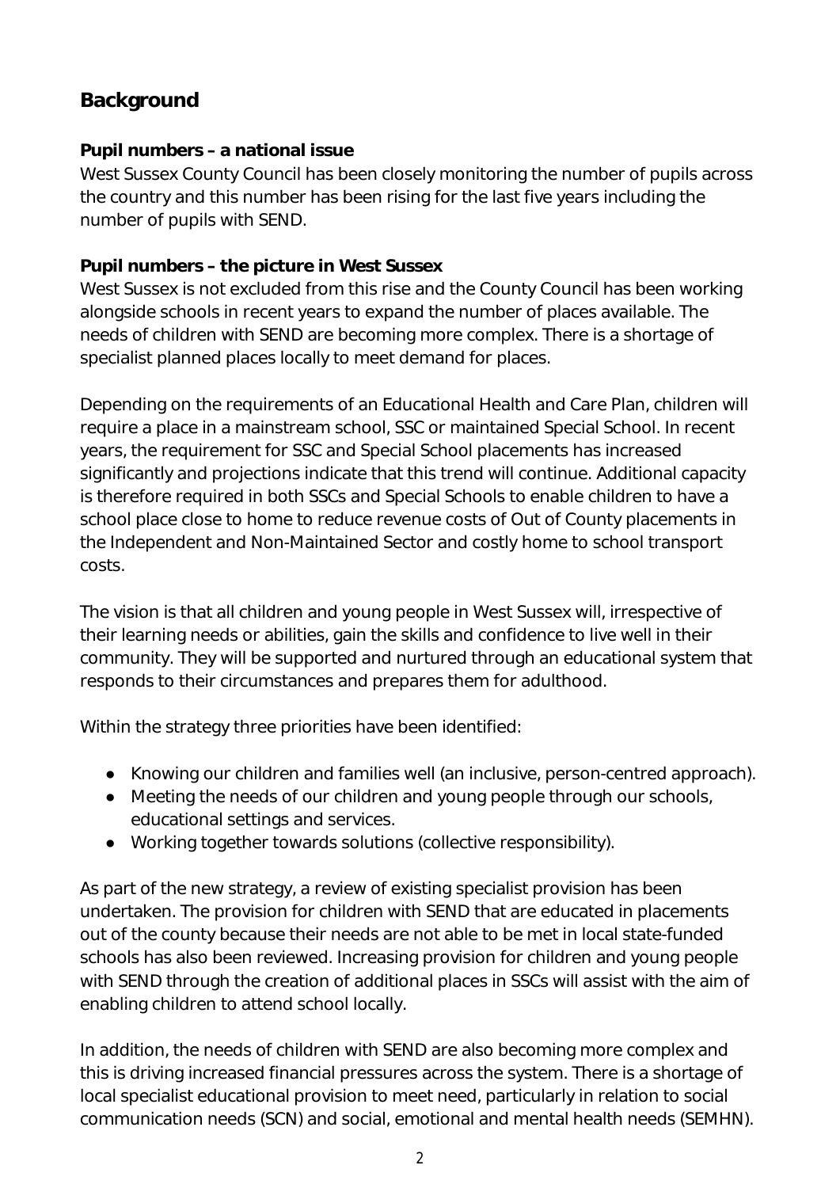## Background

**Pupil numbers – a national issue**

West Sussex County Council has been closely monitoring the number of pupils across the country and this number has been rising for the last five years including the number of pupils with SEND.

**Pupil numbers – the picture in West Sussex**

West Sussex is not excluded from this rise and the County Council has been working alongside schools in recent years to expand the number of places available. The needs of children with SEND are becoming more complex. There is a shortage of specialist planned places locally to meet demand for places.

Depending on the requirements of an Educational Health and Care Plan, children will require a place in a mainstream school, SSC or maintained Special School. In recent years, the requirement for SSC and Special School placements has increased significantly and projections indicate that this trend will continue. Additional capacity is therefore required in both SSCs and Special Schools to enable children to have a school place close to home to reduce revenue costs of Out of County placements in the Independent and Non-Maintained Sector and costly home to school transport costs.

The vision is that all children and young people in West Sussex will, irrespective of their learning needs or abilities, gain the skills and confidence to live well in their community. They will be supported and nurtured through an educational system that responds to their circumstances and prepares them for adulthood.

Within the strategy three priorities have been identified:

- Knowing our children and families well (an inclusive, person-centred approach).
- Meeting the needs of our children and young people through our schools, educational settings and services.
- Working together towards solutions (collective responsibility).

As part of the new strategy, a review of existing specialist provision has been undertaken. The provision for children with SEND that are educated in placements out of the county because their needs are not able to be met in local state-funded schools has also been reviewed. Increasing provision for children and young people with SEND through the creation of additional places in SSCs will assist with the aim of enabling children to attend school locally.

In addition, the needs of children with SEND are also becoming more complex and this is driving increased financial pressures across the system. There is a shortage of local specialist educational provision to meet need, particularly in relation to social communication needs (SCN) and social, emotional and mental health needs (SEMHN).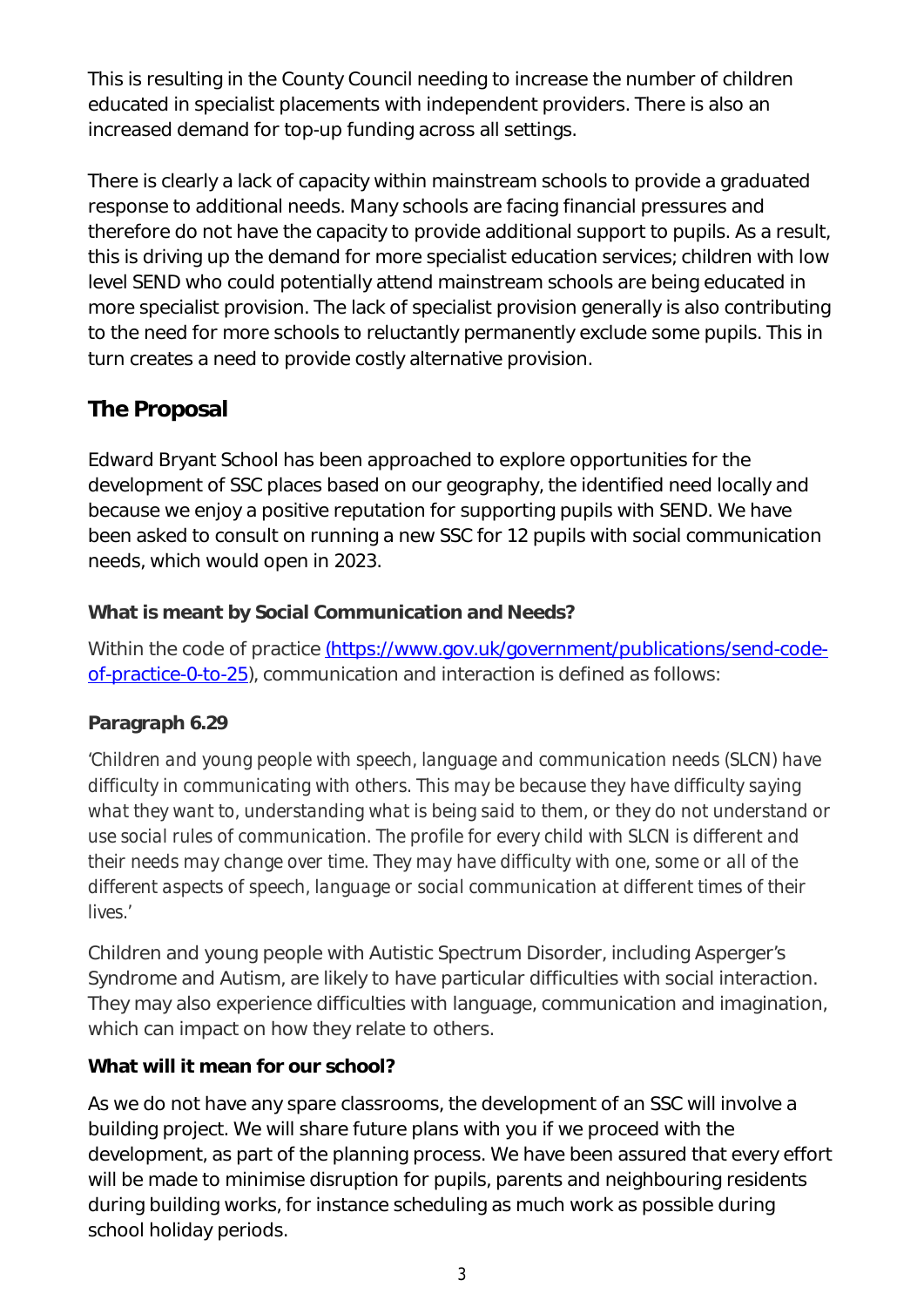This is resulting in the County Council needing to increase the number of children educated in specialist placements with independent providers. There is also an increased demand for top-up funding across all settings.

There is clearly a lack of capacity within mainstream schools to provide a graduated response to additional needs. Many schools are facing financial pressures and therefore do not have the capacity to provide additional support to pupils. As a result, this is driving up the demand for more specialist education services; children with low level SEND who could potentially attend mainstream schools are being educated in more specialist provision. The lack of specialist provision generally is also contributing to the need for more schools to reluctantly permanently exclude some pupils. This in turn creates a need to provide costly alternative provision.

## The Proposal

Edward Bryant School has been approached to explore opportunities for the development of SSC places based on our geography, the identified need locally and because we enjoy a positive reputation for supporting pupils with SEND. We have been asked to consult on running a new SSC for 12 pupils with social communication needs, which would open in 2023.

### What is meant by Social Communication and Needs?

Within the code of practice [(https://www.gov.uk/government/publications/send-code-of-practice-0-to-25](https://www.gov.uk/government/publications/send-code-of-practice-0-to-25)), communication and interaction is defined as follows:

### Paragraph 6.29

*'Children and young people with speech, language and communication needs (SLCN) have difficulty in communicating with others. This may be because they have difficulty saying what they want to, understanding what is being said to them, or they do not understand or use social rules of communication. The profile for every child with SLCN is different and their needs may change over time. They may have difficulty with one, some or all of the different aspects of speech, language or social communication at different times of their lives.'*

Children and young people with Autistic Spectrum Disorder, including Asperger's Syndrome and Autism, are likely to have particular difficulties with social interaction. They may also experience difficulties with language, communication and imagination, which can impact on how they relate to others.

### What will it mean for our school?

As we do not have any spare classrooms, the development of an SSC will involve a building project. We will share future plans with you if we proceed with the development, as part of the planning process. We have been assured that every effort will be made to minimise disruption for pupils, parents and neighbouring residents during building works, for instance scheduling as much work as possible during school holiday periods.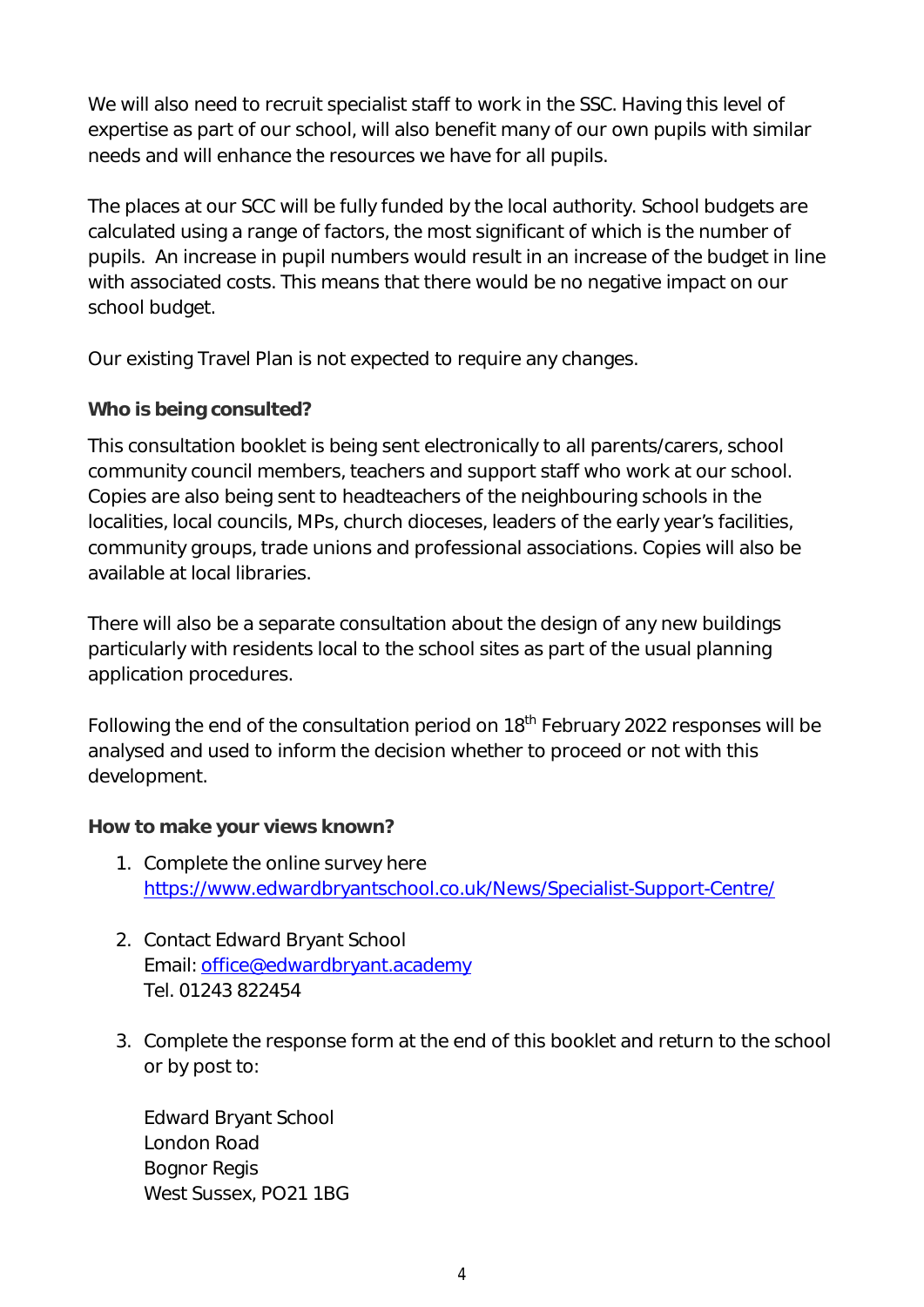We will also need to recruit specialist staff to work in the SSC. Having this level of expertise as part of our school, will also benefit many of our own pupils with similar needs and will enhance the resources we have for all pupils.

The places at our SCC will be fully funded by the local authority. School budgets are calculated using a range of factors, the most significant of which is the number of pupils.  An increase in pupil numbers would result in an increase of the budget in line with associated costs. This means that there would be no negative impact on our school budget.

Our existing Travel Plan is not expected to require any changes.

**Who is being consulted?**

This consultation booklet is being sent electronically to all parents/carers, school community council members, teachers and support staff who work at our school. Copies are also being sent to headteachers of the neighbouring schools in the localities, local councils, MPs, church dioceses, leaders of the early year's facilities, community groups, trade unions and professional associations. Copies will also be available at local libraries.

There will also be a separate consultation about the design of any new buildings particularly with residents local to the school sites as part of the usual planning application procedures.

Following the end of the consultation period on 18th February 2022 responses will be analysed and used to inform the decision whether to proceed or not with this development.

**How to make your views known?**

1. Complete the online survey here [https://www.edwardbryantschool.co.uk/News/Specialist-Support-Centre/](https://www.edwardbryantschool.co.uk/News/Specialist-Support-Centre/)

2. Contact Edward Bryant School
   Email: [office@edwardbryant.academy](mailto:office@edwardbryant.academy)
   Tel. 01243 822454

3. Complete the response form at the end of this booklet and return to the school or by post to:

   Edward Bryant School
   London Road
   Bognor Regis
   West Sussex, PO21 1BG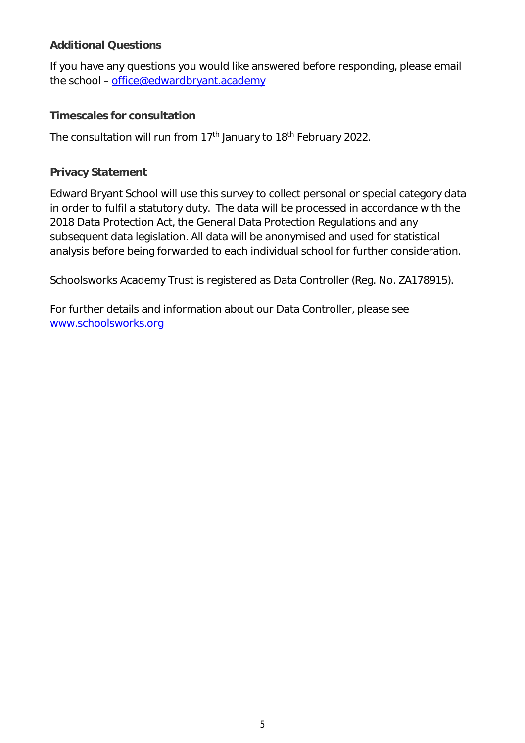**Additional Questions**

If you have any questions you would like answered before responding, please email the school – office@edwardbryant.academy

**Timescales for consultation**

The consultation will run from 17th January to 18th February 2022.

**Privacy Statement**

Edward Bryant School will use this survey to collect personal or special category data in order to fulfil a statutory duty. The data will be processed in accordance with the 2018 Data Protection Act, the General Data Protection Regulations and any subsequent data legislation. All data will be anonymised and used for statistical analysis before being forwarded to each individual school for further consideration.

Schoolsworks Academy Trust is registered as Data Controller (Reg. No. ZA178915).

For further details and information about our Data Controller, please see www.schoolsworks.org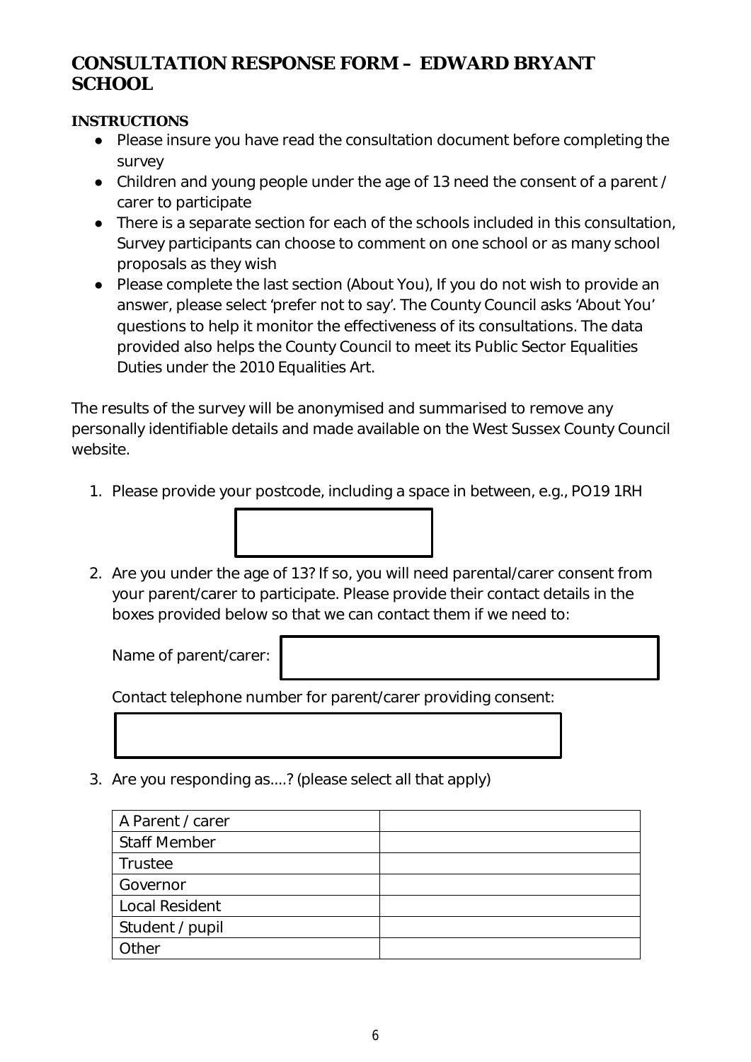# CONSULTATION RESPONSE FORM – EDWARD BRYANT SCHOOL

**INSTRUCTIONS**

- Please insure you have read the consultation document before completing the survey
- Children and young people under the age of 13 need the consent of a parent / carer to participate
- There is a separate section for each of the schools included in this consultation, Survey participants can choose to comment on one school or as many school proposals as they wish
- Please complete the last section (About You), If you do not wish to provide an answer, please select 'prefer not to say'. The County Council asks 'About You' questions to help it monitor the effectiveness of its consultations. The data provided also helps the County Council to meet its Public Sector Equalities Duties under the 2010 Equalities Art.

The results of the survey will be anonymised and summarised to remove any personally identifiable details and made available on the West Sussex County Council website.

1. Please provide your postcode, including a space in between, e.g., PO19 1RH

2. Are you under the age of 13? If so, you will need parental/carer consent from your parent/carer to participate. Please provide their contact details in the boxes provided below so that we can contact them if we need to:

   Name of parent/carer:

   Contact telephone number for parent/carer providing consent:

3. Are you responding as....? (please select all that apply)

| | |
|---|---|
| A Parent / carer | |
| Staff Member | |
| Trustee | |
| Governor | |
| Local Resident | |
| Student / pupil | |
| Other | |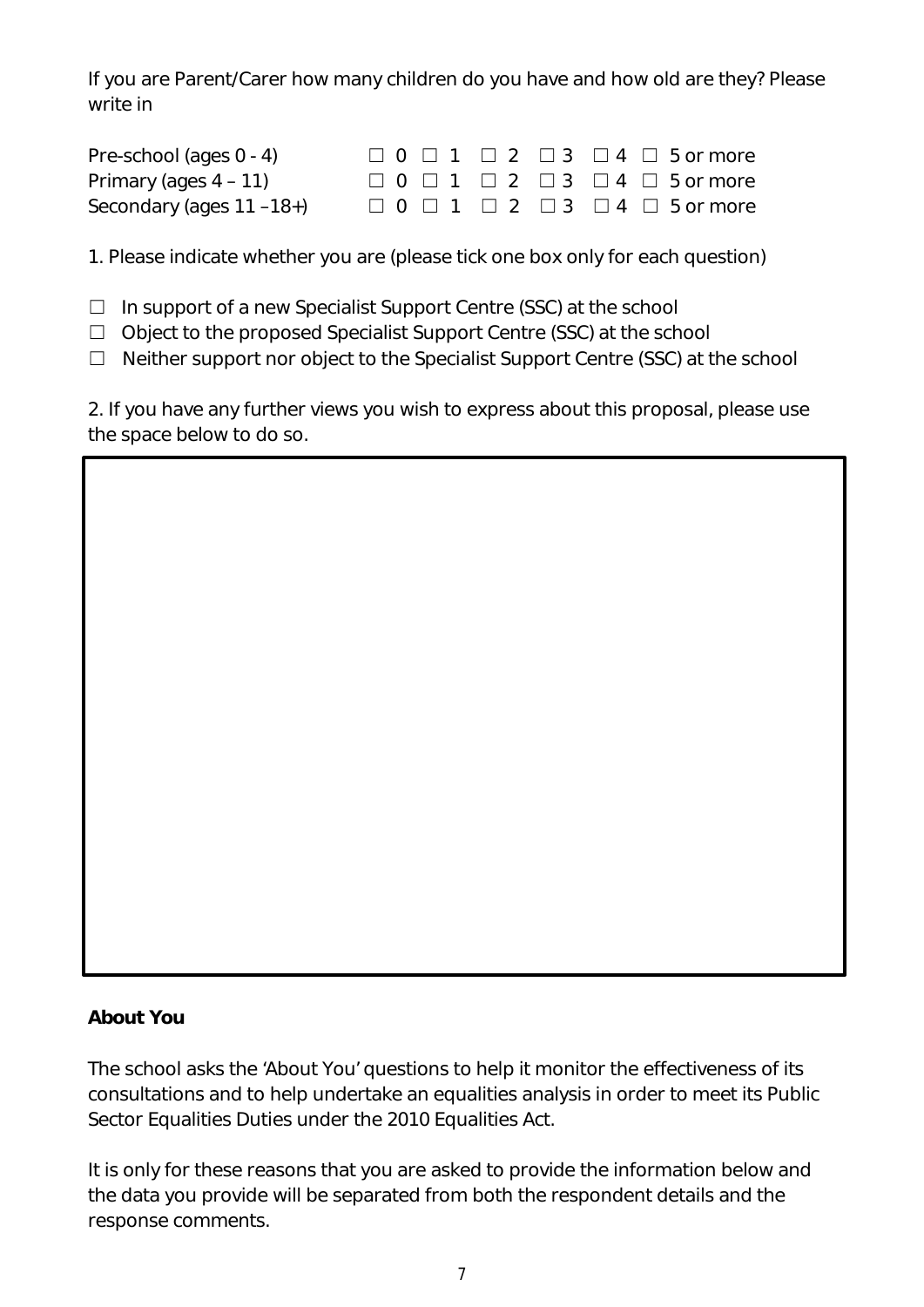If you are Parent/Carer how many children do you have and how old are they? Please write in

| | |
|---|---|
| Pre-school (ages 0 - 4) | ☐ 0 ☐ 1 ☐ 2 ☐ 3 ☐ 4 ☐ 5 or more |
| Primary (ages 4 – 11) | ☐ 0 ☐ 1 ☐ 2 ☐ 3 ☐ 4 ☐ 5 or more |
| Secondary (ages 11 –18+) | ☐ 0 ☐ 1 ☐ 2 ☐ 3 ☐ 4 ☐ 5 or more |

1. Please indicate whether you are (please tick one box only for each question)

☐ In support of a new Specialist Support Centre (SSC) at the school

☐ Object to the proposed Specialist Support Centre (SSC) at the school

☐ Neither support nor object to the Specialist Support Centre (SSC) at the school

2. If you have any further views you wish to express about this proposal, please use the space below to do so.

**About You**

The school asks the 'About You' questions to help it monitor the effectiveness of its consultations and to help undertake an equalities analysis in order to meet its Public Sector Equalities Duties under the 2010 Equalities Act.

It is only for these reasons that you are asked to provide the information below and the data you provide will be separated from both the respondent details and the response comments.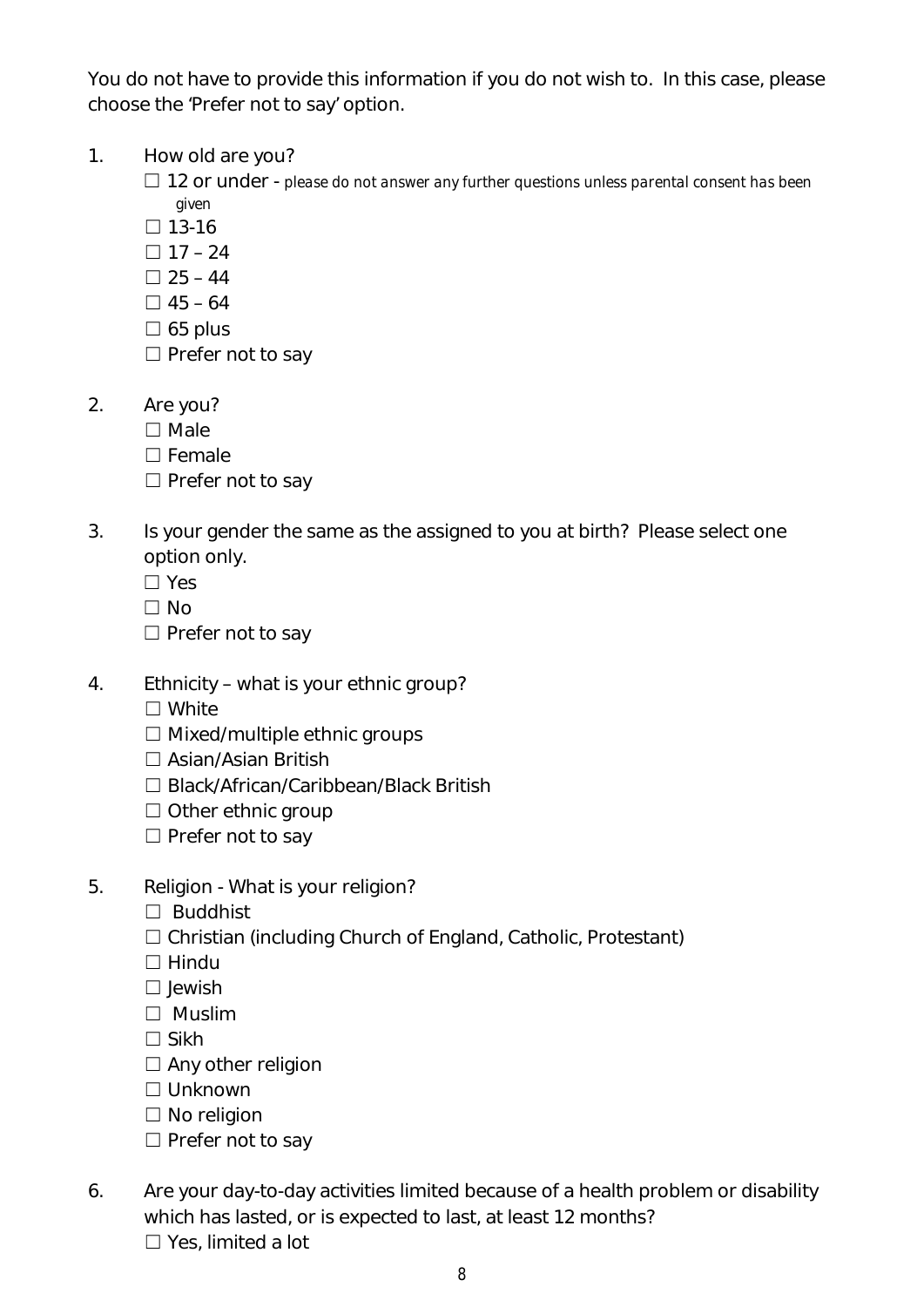You do not have to provide this information if you do not wish to. In this case, please choose the 'Prefer not to say' option.

1. How old are you?
   ☐ 12 or under - please do not answer any further questions unless parental consent has been given
   ☐ 13-16
   ☐ 17 – 24
   ☐ 25 – 44
   ☐ 45 – 64
   ☐ 65 plus
   ☐ Prefer not to say

2. Are you?
   ☐ Male
   ☐ Female
   ☐ Prefer not to say

3. Is your gender the same as the assigned to you at birth? Please select one option only.
   ☐ Yes
   ☐ No
   ☐ Prefer not to say

4. Ethnicity – what is your ethnic group?
   ☐ White
   ☐ Mixed/multiple ethnic groups
   ☐ Asian/Asian British
   ☐ Black/African/Caribbean/Black British
   ☐ Other ethnic group
   ☐ Prefer not to say

5. Religion - What is your religion?
   ☐ Buddhist
   ☐ Christian (including Church of England, Catholic, Protestant)
   ☐ Hindu
   ☐ Jewish
   ☐ Muslim
   ☐ Sikh
   ☐ Any other religion
   ☐ Unknown
   ☐ No religion
   ☐ Prefer not to say

6. Are your day-to-day activities limited because of a health problem or disability which has lasted, or is expected to last, at least 12 months?
   ☐ Yes, limited a lot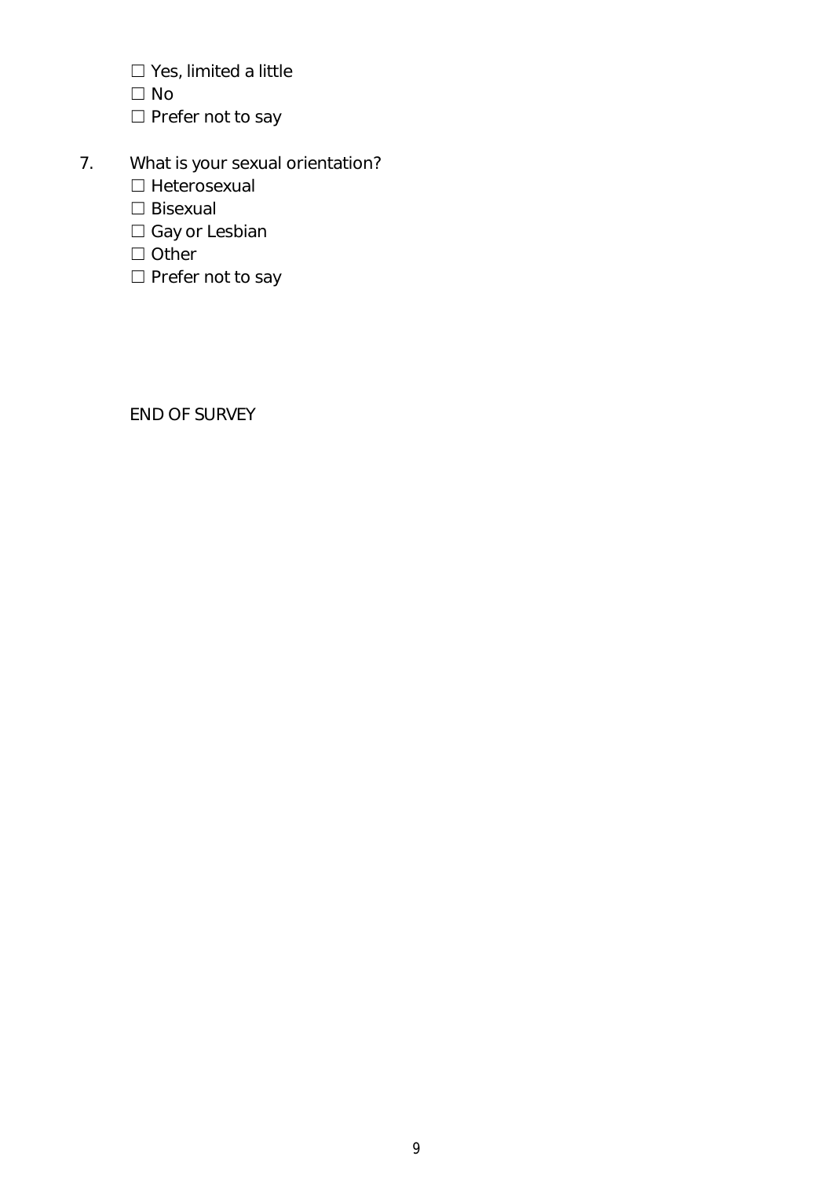☐ Yes, limited a little
☐ No
☐ Prefer not to say

7. What is your sexual orientation?
   ☐ Heterosexual
   ☐ Bisexual
   ☐ Gay or Lesbian
   ☐ Other
   ☐ Prefer not to say

END OF SURVEY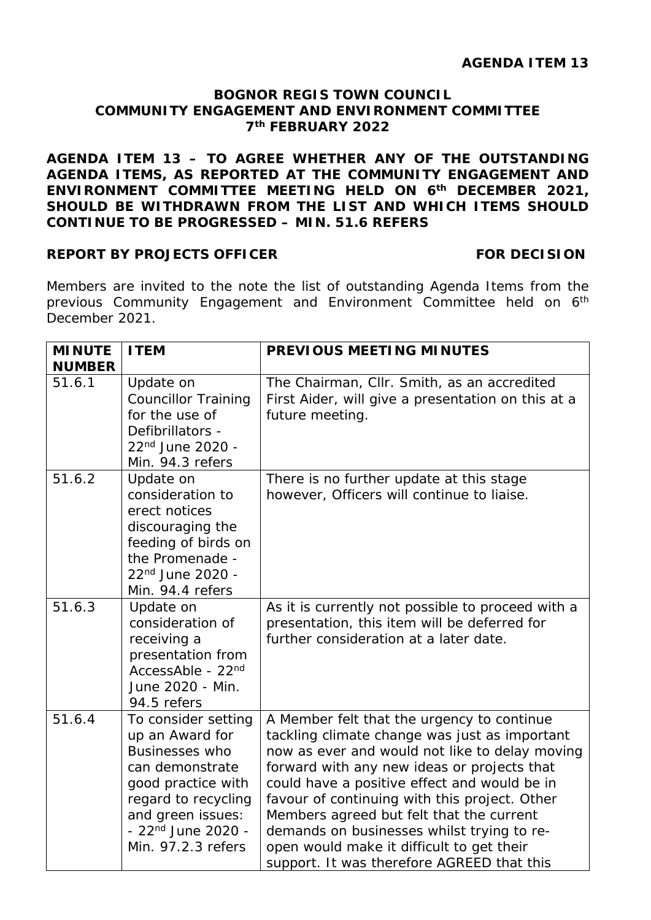**AGENDA ITEM 13**

**BOGNOR REGIS TOWN COUNCIL**
**COMMUNITY ENGAGEMENT AND ENVIRONMENT COMMITTEE**
**7th FEBRUARY 2022**

**AGENDA ITEM 13 – TO AGREE WHETHER ANY OF THE OUTSTANDING AGENDA ITEMS, AS REPORTED AT THE COMMUNITY ENGAGEMENT AND ENVIRONMENT COMMITTEE MEETING HELD ON 6th DECEMBER 2021, SHOULD BE WITHDRAWN FROM THE LIST AND WHICH ITEMS SHOULD CONTINUE TO BE PROGRESSED – MIN. 51.6 REFERS**

**REPORT BY PROJECTS OFFICER** **FOR DECISION**

Members are invited to the note the list of outstanding Agenda Items from the previous Community Engagement and Environment Committee held on 6th December 2021.

| MINUTE NUMBER | ITEM | PREVIOUS MEETING MINUTES |
|---|---|---|
| 51.6.1 | Update on Councillor Training for the use of Defibrillators - 22nd June 2020 - Min. 94.3 refers | The Chairman, Cllr. Smith, as an accredited First Aider, will give a presentation on this at a future meeting. |
| 51.6.2 | Update on consideration to erect notices discouraging the feeding of birds on the Promenade - 22nd June 2020 - Min. 94.4 refers | There is no further update at this stage however, Officers will continue to liaise. |
| 51.6.3 | Update on consideration of receiving a presentation from AccessAble - 22nd June 2020 - Min. 94.5 refers | As it is currently not possible to proceed with a presentation, this item will be deferred for further consideration at a later date. |
| 51.6.4 | To consider setting up an Award for Businesses who can demonstrate good practice with regard to recycling and green issues: - 22nd June 2020 - Min. 97.2.3 refers | A Member felt that the urgency to continue tackling climate change was just as important now as ever and would not like to delay moving forward with any new ideas or projects that could have a positive effect and would be in favour of continuing with this project. Other Members agreed but felt that the current demands on businesses whilst trying to re-open would make it difficult to get their support. It was therefore AGREED that this |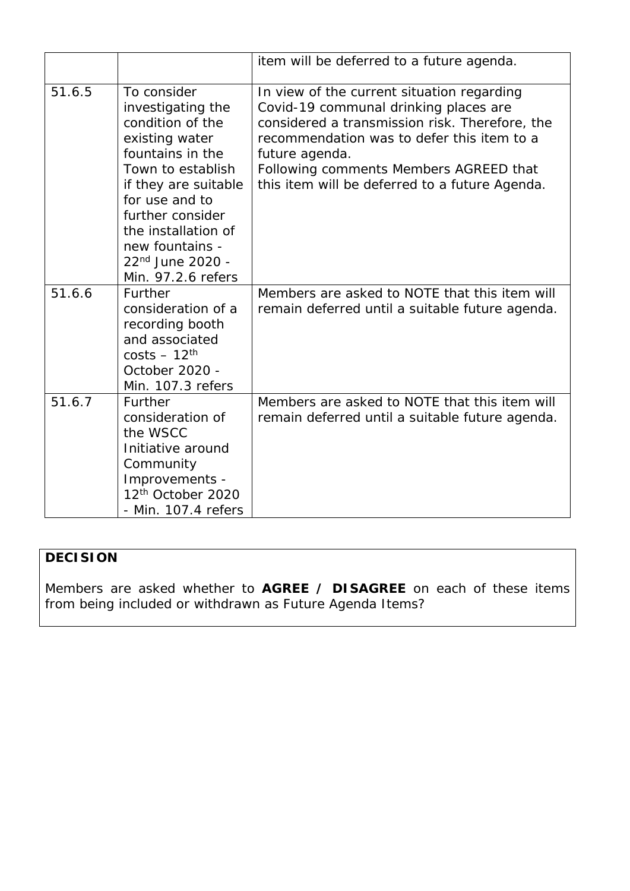| | | |
|---|---|---|
| | | item will be deferred to a future agenda. |
| 51.6.5 | To consider investigating the condition of the existing water fountains in the Town to establish if they are suitable for use and to further consider the installation of new fountains - 22nd June 2020 - Min. 97.2.6 refers | In view of the current situation regarding Covid-19 communal drinking places are considered a transmission risk. Therefore, the recommendation was to defer this item to a future agenda.<br>Following comments Members AGREED that this item will be deferred to a future Agenda. |
| 51.6.6 | Further consideration of a recording booth and associated costs – 12th October 2020 - Min. 107.3 refers | Members are asked to NOTE that this item will remain deferred until a suitable future agenda. |
| 51.6.7 | Further consideration of the WSCC Initiative around Community Improvements - 12th October 2020 - Min. 107.4 refers | Members are asked to NOTE that this item will remain deferred until a suitable future agenda. |

**DECISION**

Members are asked whether to **AGREE / DISAGREE** on each of these items from being included or withdrawn as Future Agenda Items?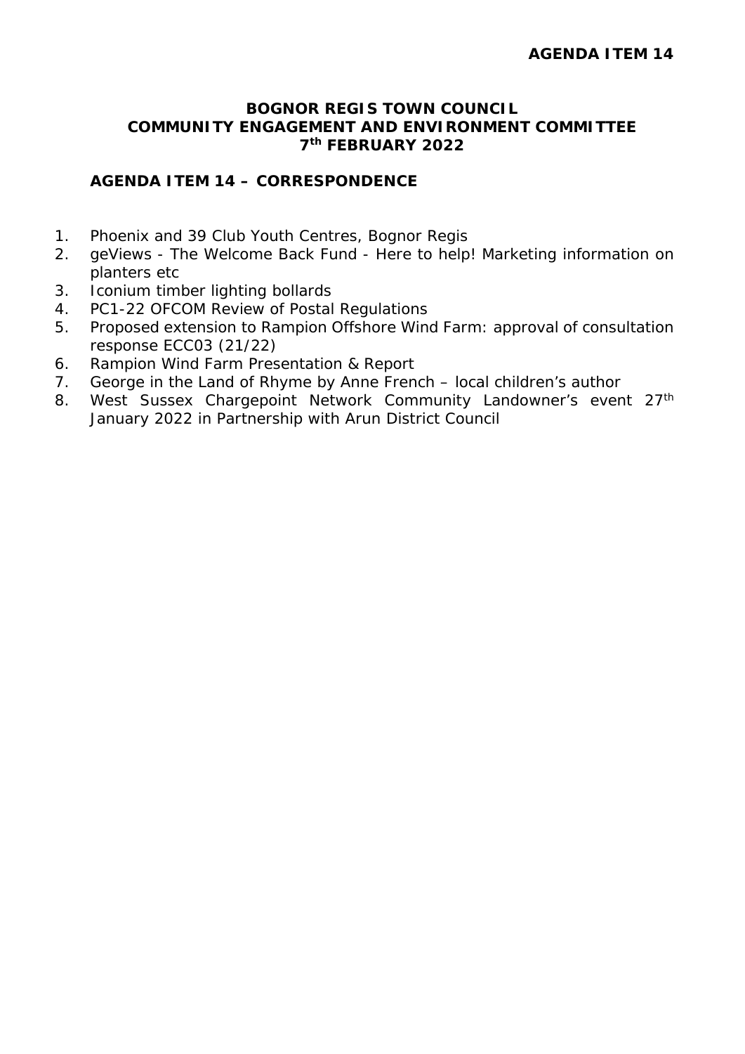**AGENDA ITEM 14**

**BOGNOR REGIS TOWN COUNCIL**
**COMMUNITY ENGAGEMENT AND ENVIRONMENT COMMITTEE**
**7th FEBRUARY 2022**

## AGENDA ITEM 14 – CORRESPONDENCE

1. Phoenix and 39 Club Youth Centres, Bognor Regis
2. geViews - The Welcome Back Fund - Here to help! Marketing information on planters etc
3. Iconium timber lighting bollards
4. PC1-22 OFCOM Review of Postal Regulations
5. Proposed extension to Rampion Offshore Wind Farm: approval of consultation response ECC03 (21/22)
6. Rampion Wind Farm Presentation & Report
7. George in the Land of Rhyme by Anne French – local children's author
8. West Sussex Chargepoint Network Community Landowner's event 27th January 2022 in Partnership with Arun District Council